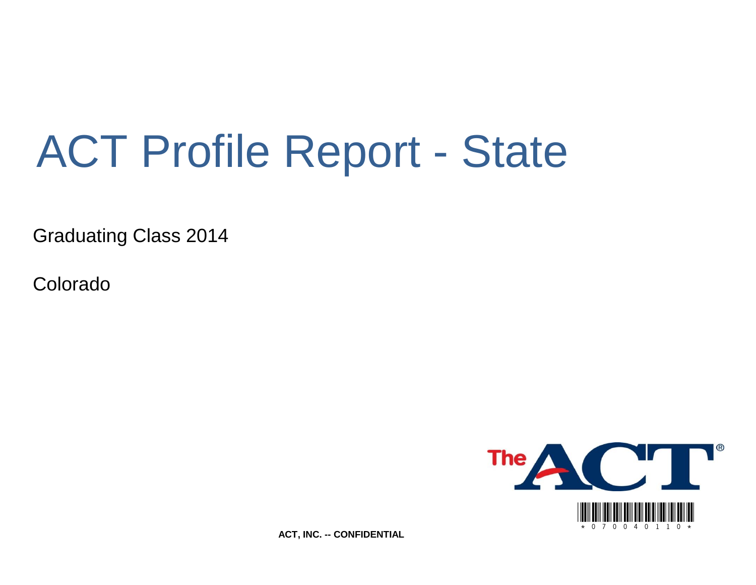# ACT Profile Report - State

Graduating Class 2014

Colorado

ACT, INC. -- CONFIDENTIAL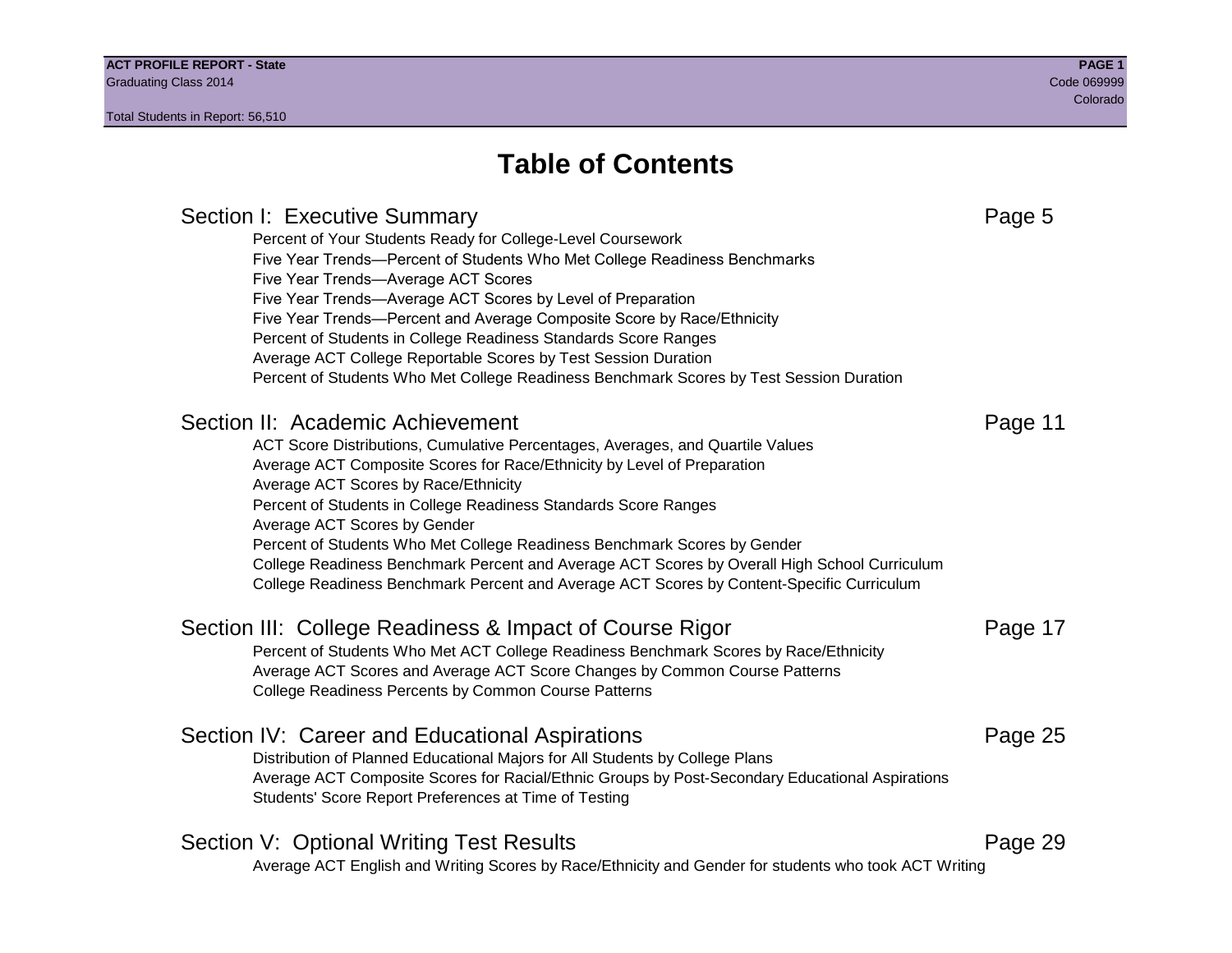# Table of Contents

## Section I: Executive Summary — Page 5

- Percent of Your Students Ready for College-Level Coursework
- Five Year Trends—Percent of Students Who Met College Readiness Benchmarks
- Five Year Trends—Average ACT Scores
- Five Year Trends—Average ACT Scores by Level of Preparation
- Five Year Trends—Percent and Average Composite Score by Race/Ethnicity
- Percent of Students in College Readiness Standards Score Ranges
- Average ACT College Reportable Scores by Test Session Duration
- Percent of Students Who Met College Readiness Benchmark Scores by Test Session Duration

## Section II: Academic Achievement — Page 11

- ACT Score Distributions, Cumulative Percentages, Averages, and Quartile Values
- Average ACT Composite Scores for Race/Ethnicity by Level of Preparation
- Average ACT Scores by Race/Ethnicity
- Percent of Students in College Readiness Standards Score Ranges
- Average ACT Scores by Gender
- Percent of Students Who Met College Readiness Benchmark Scores by Gender
- College Readiness Benchmark Percent and Average ACT Scores by Overall High School Curriculum
- College Readiness Benchmark Percent and Average ACT Scores by Content-Specific Curriculum

## Section III: College Readiness & Impact of Course Rigor — Page 17

- Percent of Students Who Met ACT College Readiness Benchmark Scores by Race/Ethnicity
- Average ACT Scores and Average ACT Score Changes by Common Course Patterns
- College Readiness Percents by Common Course Patterns

## Section IV: Career and Educational Aspirations — Page 25

- Distribution of Planned Educational Majors for All Students by College Plans
- Average ACT Composite Scores for Racial/Ethnic Groups by Post-Secondary Educational Aspirations
- Students' Score Report Preferences at Time of Testing

## Section V: Optional Writing Test Results — Page 29

- Average ACT English and Writing Scores by Race/Ethnicity and Gender for students who took ACT Writing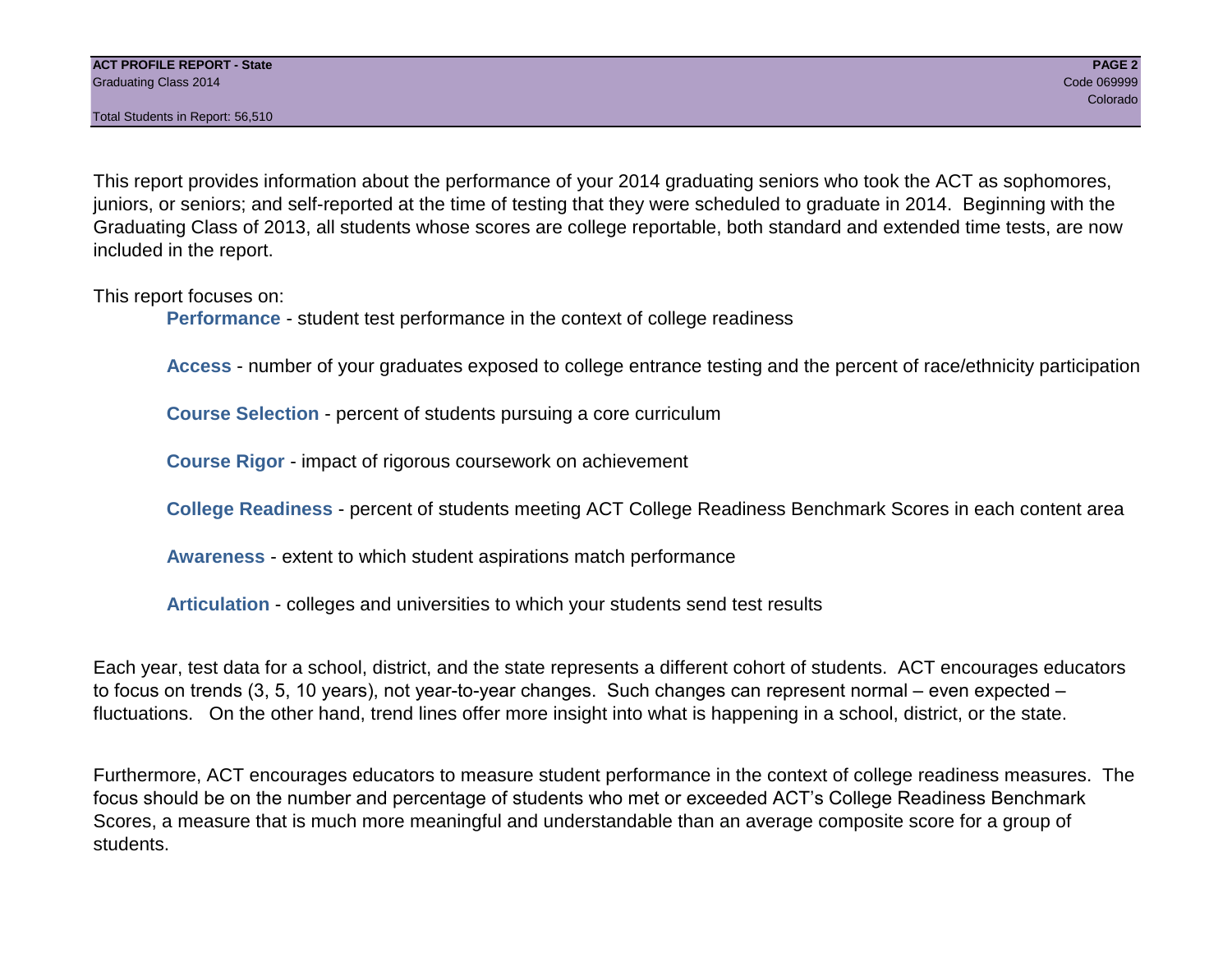This report provides information about the performance of your 2014 graduating seniors who took the ACT as sophomores, juniors, or seniors; and self-reported at the time of testing that they were scheduled to graduate in 2014. Beginning with the Graduating Class of 2013, all students whose scores are college reportable, both standard and extended time tests, are now included in the report.

This report focuses on:

- **Performance** - student test performance in the context of college readiness
- **Access** - number of your graduates exposed to college entrance testing and the percent of race/ethnicity participation
- **Course Selection** - percent of students pursuing a core curriculum
- **Course Rigor** - impact of rigorous coursework on achievement
- **College Readiness** - percent of students meeting ACT College Readiness Benchmark Scores in each content area
- **Awareness** - extent to which student aspirations match performance
- **Articulation** - colleges and universities to which your students send test results

Each year, test data for a school, district, and the state represents a different cohort of students. ACT encourages educators to focus on trends (3, 5, 10 years), not year-to-year changes. Such changes can represent normal – even expected – fluctuations. On the other hand, trend lines offer more insight into what is happening in a school, district, or the state.

Furthermore, ACT encourages educators to measure student performance in the context of college readiness measures. The focus should be on the number and percentage of students who met or exceeded ACT's College Readiness Benchmark Scores, a measure that is much more meaningful and understandable than an average composite score for a group of students.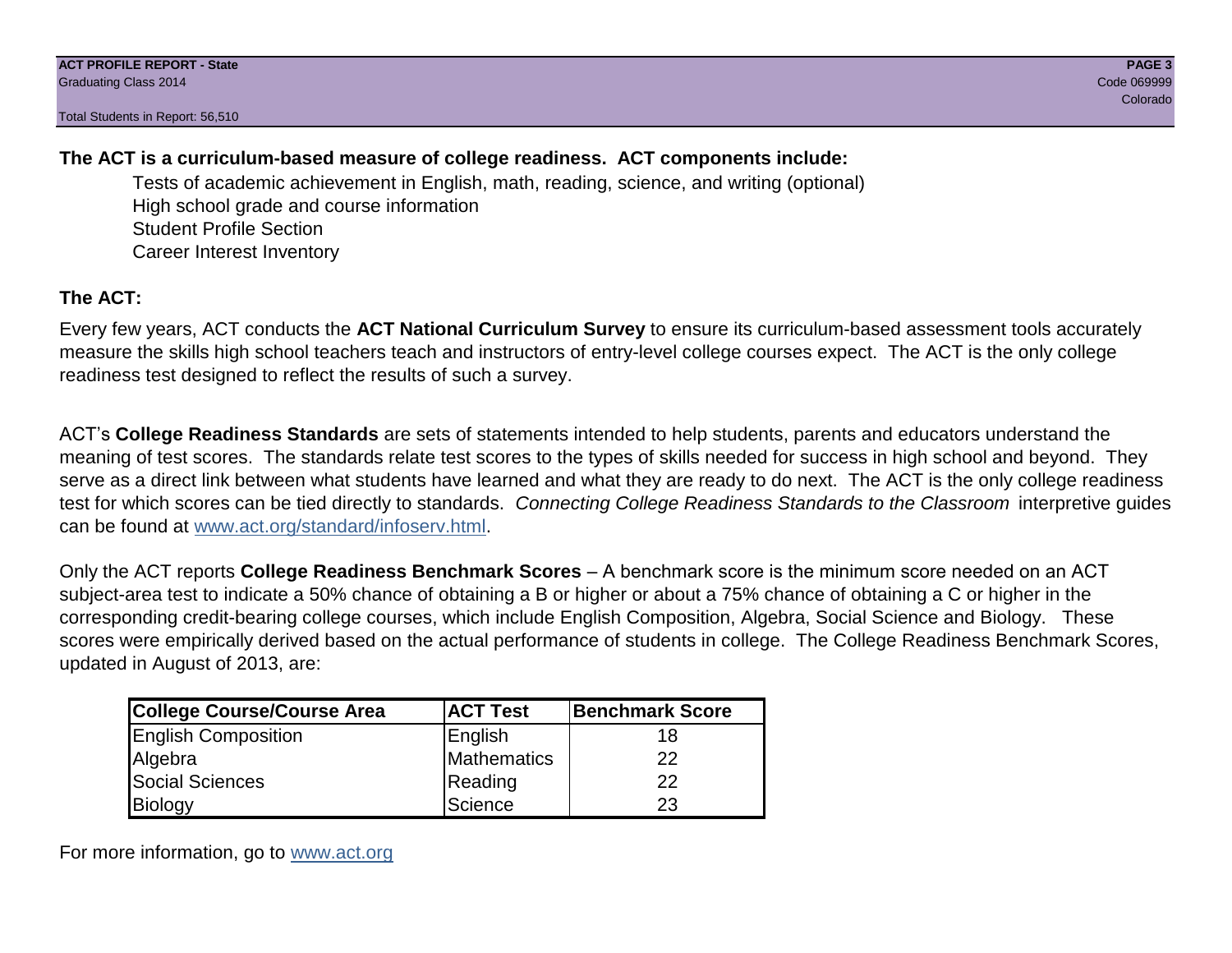**The ACT is a curriculum-based measure of college readiness. ACT components include:**

Tests of academic achievement in English, math, reading, science, and writing (optional)
High school grade and course information
Student Profile Section
Career Interest Inventory

**The ACT:**

Every few years, ACT conducts the **ACT National Curriculum Survey** to ensure its curriculum-based assessment tools accurately measure the skills high school teachers teach and instructors of entry-level college courses expect. The ACT is the only college readiness test designed to reflect the results of such a survey.

ACT's **College Readiness Standards** are sets of statements intended to help students, parents and educators understand the meaning of test scores. The standards relate test scores to the types of skills needed for success in high school and beyond. They serve as a direct link between what students have learned and what they are ready to do next. The ACT is the only college readiness test for which scores can be tied directly to standards. *Connecting College Readiness Standards to the Classroom* interpretive guides can be found at [www.act.org/standard/infoserv.html](http://www.act.org/standard/infoserv.html).

Only the ACT reports **College Readiness Benchmark Scores** – A benchmark score is the minimum score needed on an ACT subject-area test to indicate a 50% chance of obtaining a B or higher or about a 75% chance of obtaining a C or higher in the corresponding credit-bearing college courses, which include English Composition, Algebra, Social Science and Biology. These scores were empirically derived based on the actual performance of students in college. The College Readiness Benchmark Scores, updated in August of 2013, are:

| College Course/Course Area | ACT Test | Benchmark Score |
|---|---|---|
| English Composition | English | 18 |
| Algebra | Mathematics | 22 |
| Social Sciences | Reading | 22 |
| Biology | Science | 23 |

For more information, go to [www.act.org](http://www.act.org)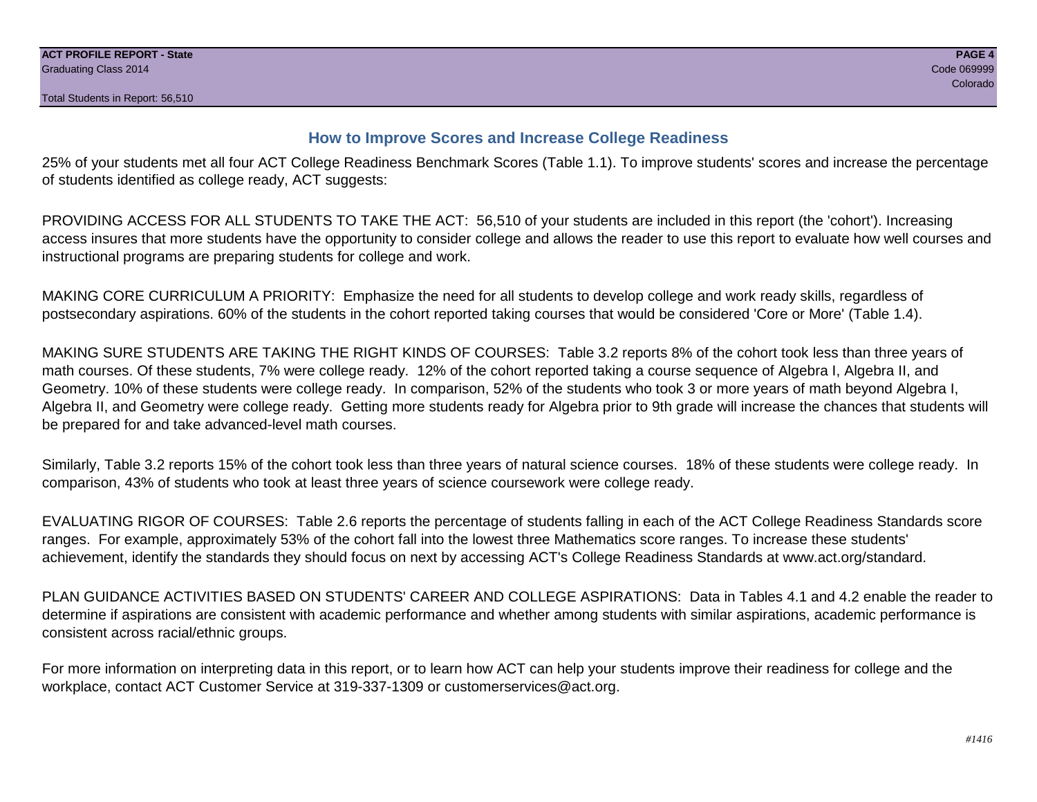## How to Improve Scores and Increase College Readiness

25% of your students met all four ACT College Readiness Benchmark Scores (Table 1.1). To improve students' scores and increase the percentage of students identified as college ready, ACT suggests:

PROVIDING ACCESS FOR ALL STUDENTS TO TAKE THE ACT: 56,510 of your students are included in this report (the 'cohort'). Increasing access insures that more students have the opportunity to consider college and allows the reader to use this report to evaluate how well courses and instructional programs are preparing students for college and work.

MAKING CORE CURRICULUM A PRIORITY: Emphasize the need for all students to develop college and work ready skills, regardless of postsecondary aspirations. 60% of the students in the cohort reported taking courses that would be considered 'Core or More' (Table 1.4).

MAKING SURE STUDENTS ARE TAKING THE RIGHT KINDS OF COURSES: Table 3.2 reports 8% of the cohort took less than three years of math courses. Of these students, 7% were college ready. 12% of the cohort reported taking a course sequence of Algebra I, Algebra II, and Geometry. 10% of these students were college ready. In comparison, 52% of the students who took 3 or more years of math beyond Algebra I, Algebra II, and Geometry were college ready. Getting more students ready for Algebra prior to 9th grade will increase the chances that students will be prepared for and take advanced-level math courses.

Similarly, Table 3.2 reports 15% of the cohort took less than three years of natural science courses. 18% of these students were college ready. In comparison, 43% of students who took at least three years of science coursework were college ready.

EVALUATING RIGOR OF COURSES: Table 2.6 reports the percentage of students falling in each of the ACT College Readiness Standards score ranges. For example, approximately 53% of the cohort fall into the lowest three Mathematics score ranges. To increase these students' achievement, identify the standards they should focus on next by accessing ACT's College Readiness Standards at www.act.org/standard.

PLAN GUIDANCE ACTIVITIES BASED ON STUDENTS' CAREER AND COLLEGE ASPIRATIONS: Data in Tables 4.1 and 4.2 enable the reader to determine if aspirations are consistent with academic performance and whether among students with similar aspirations, academic performance is consistent across racial/ethnic groups.

For more information on interpreting data in this report, or to learn how ACT can help your students improve their readiness for college and the workplace, contact ACT Customer Service at 319-337-1309 or customerservices@act.org.

*#1416*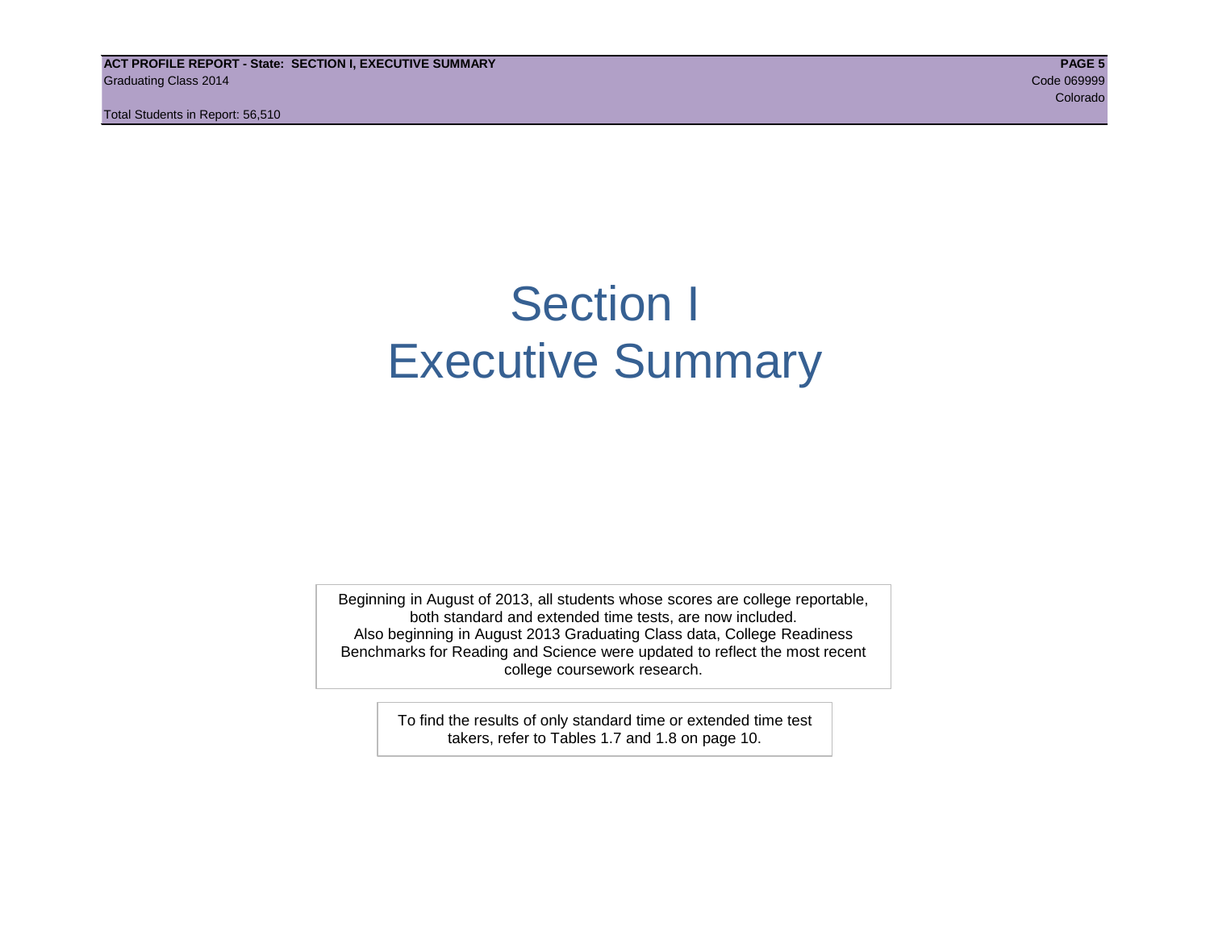# Section I
# Executive Summary

Beginning in August of 2013, all students whose scores are college reportable, both standard and extended time tests, are now included.
Also beginning in August 2013 Graduating Class data, College Readiness Benchmarks for Reading and Science were updated to reflect the most recent college coursework research.

To find the results of only standard time or extended time test takers, refer to Tables 1.7 and 1.8 on page 10.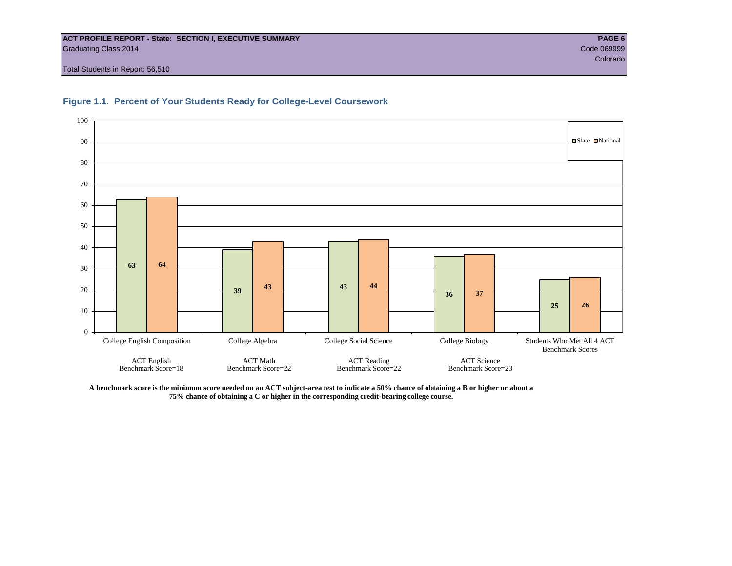**ACT PROFILE REPORT - State: SECTION I, EXECUTIVE SUMMARY**
Graduating Class 2014
Code 069999
Colorado
Total Students in Report: 56,510

### Figure 1.1. Percent of Your Students Ready for College-Level Coursework

| Course | ACT Test / Benchmark | State | National |
|---|---|---|---|
| College English Composition | ACT English Benchmark Score=18 | 63 | 64 |
| College Algebra | ACT Math Benchmark Score=22 | 39 | 43 |
| College Social Science | ACT Reading Benchmark Score=22 | 43 | 44 |
| College Biology | ACT Science Benchmark Score=23 | 36 | 37 |
| Students Who Met All 4 ACT Benchmark Scores | | 25 | 26 |

**A benchmark score is the minimum score needed on an ACT subject-area test to indicate a 50% chance of obtaining a B or higher or about a 75% chance of obtaining a C or higher in the corresponding credit-bearing college course.**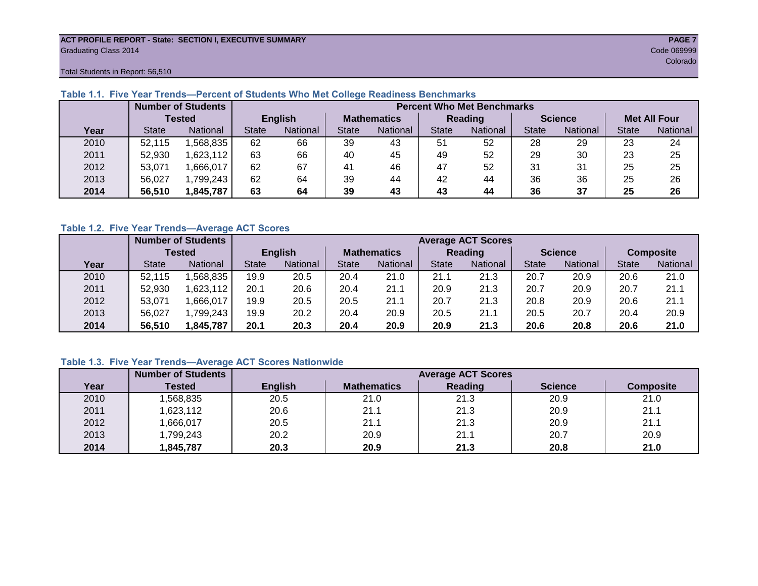ACT PROFILE REPORT - State: SECTION I, EXECUTIVE SUMMARY
Graduating Class 2014
Code 069999
Colorado
Total Students in Report: 56,510

### Table 1.1. Five Year Trends—Percent of Students Who Met College Readiness Benchmarks

| | Number of Students Tested | | Percent Who Met Benchmarks | | | | | | | | | |
|---|---|---|---|---|---|---|---|---|---|---|---|---|
| | | | English | | Mathematics | | Reading | | Science | | Met All Four | |
| Year | State | National | State | National | State | National | State | National | State | National | State | National |
| 2010 | 52,115 | 1,568,835 | 62 | 66 | 39 | 43 | 51 | 52 | 28 | 29 | 23 | 24 |
| 2011 | 52,930 | 1,623,112 | 63 | 66 | 40 | 45 | 49 | 52 | 29 | 30 | 23 | 25 |
| 2012 | 53,071 | 1,666,017 | 62 | 67 | 41 | 46 | 47 | 52 | 31 | 31 | 25 | 25 |
| 2013 | 56,027 | 1,799,243 | 62 | 64 | 39 | 44 | 42 | 44 | 36 | 36 | 25 | 26 |
| **2014** | **56,510** | **1,845,787** | **63** | **64** | **39** | **43** | **43** | **44** | **36** | **37** | **25** | **26** |

### Table 1.2. Five Year Trends—Average ACT Scores

| | Number of Students Tested | | Average ACT Scores | | | | | | | | | |
|---|---|---|---|---|---|---|---|---|---|---|---|---|
| | | | English | | Mathematics | | Reading | | Science | | Composite | |
| Year | State | National | State | National | State | National | State | National | State | National | State | National |
| 2010 | 52,115 | 1,568,835 | 19.9 | 20.5 | 20.4 | 21.0 | 21.1 | 21.3 | 20.7 | 20.9 | 20.6 | 21.0 |
| 2011 | 52,930 | 1,623,112 | 20.1 | 20.6 | 20.4 | 21.1 | 20.9 | 21.3 | 20.7 | 20.9 | 20.7 | 21.1 |
| 2012 | 53,071 | 1,666,017 | 19.9 | 20.5 | 20.5 | 21.1 | 20.7 | 21.3 | 20.8 | 20.9 | 20.6 | 21.1 |
| 2013 | 56,027 | 1,799,243 | 19.9 | 20.2 | 20.4 | 20.9 | 20.5 | 21.1 | 20.5 | 20.7 | 20.4 | 20.9 |
| **2014** | **56,510** | **1,845,787** | **20.1** | **20.3** | **20.4** | **20.9** | **20.9** | **21.3** | **20.6** | **20.8** | **20.6** | **21.0** |

### Table 1.3. Five Year Trends—Average ACT Scores Nationwide

| | Number of Students | Average ACT Scores | | | | |
|---|---|---|---|---|---|---|
| Year | Tested | English | Mathematics | Reading | Science | Composite |
| 2010 | 1,568,835 | 20.5 | 21.0 | 21.3 | 20.9 | 21.0 |
| 2011 | 1,623,112 | 20.6 | 21.1 | 21.3 | 20.9 | 21.1 |
| 2012 | 1,666,017 | 20.5 | 21.1 | 21.3 | 20.9 | 21.1 |
| 2013 | 1,799,243 | 20.2 | 20.9 | 21.1 | 20.7 | 20.9 |
| **2014** | **1,845,787** | **20.3** | **20.9** | **21.3** | **20.8** | **21.0** |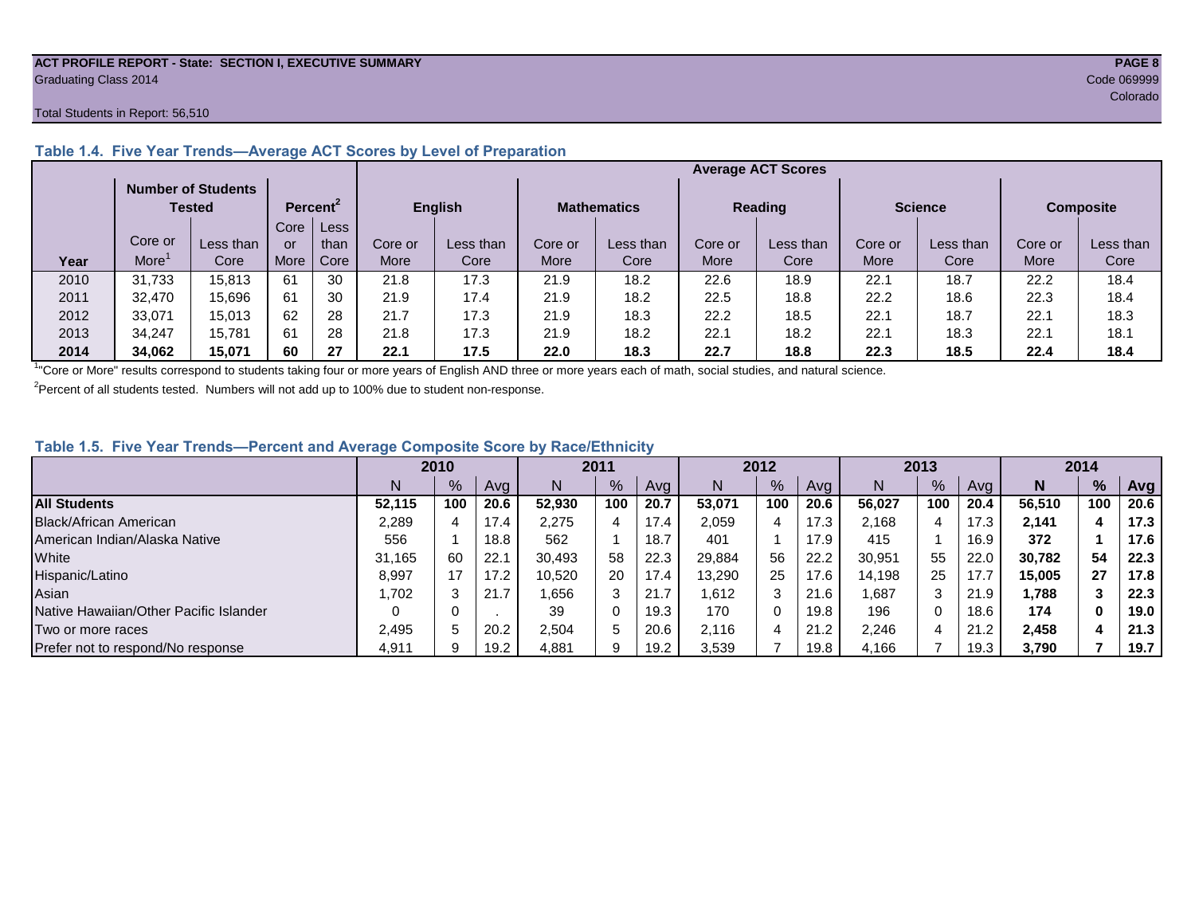ACT PROFILE REPORT - State: SECTION I, EXECUTIVE SUMMARY
Graduating Class 2014

Code 069999
Colorado

Total Students in Report: 56,510

### Table 1.4. Five Year Trends—Average ACT Scores by Level of Preparation

| Year | Number of Students Tested | | Percent[2] | | Average ACT Scores | | | | | | | | | |
|---|---|---|---|---|---|---|---|---|---|---|---|---|---|---|
| | | | | | English | | Mathematics | | Reading | | Science | | Composite | |
| | Core or More[1] | Less than Core | Core or More | Less than Core | Core or More | Less than Core | Core or More | Less than Core | Core or More | Less than Core | Core or More | Less than Core | Core or More | Less than Core |
| 2010 | 31,733 | 15,813 | 61 | 30 | 21.8 | 17.3 | 21.9 | 18.2 | 22.6 | 18.9 | 22.1 | 18.7 | 22.2 | 18.4 |
| 2011 | 32,470 | 15,696 | 61 | 30 | 21.9 | 17.4 | 21.9 | 18.2 | 22.5 | 18.8 | 22.2 | 18.6 | 22.3 | 18.4 |
| 2012 | 33,071 | 15,013 | 62 | 28 | 21.7 | 17.3 | 21.9 | 18.3 | 22.2 | 18.5 | 22.1 | 18.7 | 22.1 | 18.3 |
| 2013 | 34,247 | 15,781 | 61 | 28 | 21.8 | 17.3 | 21.9 | 18.2 | 22.1 | 18.2 | 22.1 | 18.3 | 22.1 | 18.1 |
| **2014** | **34,062** | **15,071** | **60** | **27** | **22.1** | **17.5** | **22.0** | **18.3** | **22.7** | **18.8** | **22.3** | **18.5** | **22.4** | **18.4** |

[1]"Core or More" results correspond to students taking four or more years of English AND three or more years each of math, social studies, and natural science.

[2]Percent of all students tested. Numbers will not add up to 100% due to student non-response.

### Table 1.5. Five Year Trends—Percent and Average Composite Score by Race/Ethnicity

| | 2010 | | | 2011 | | | 2012 | | | 2013 | | | 2014 | | |
|---|---|---|---|---|---|---|---|---|---|---|---|---|---|---|---|
| | N | % | Avg | N | % | Avg | N | % | Avg | N | % | Avg | **N** | **%** | **Avg** |
| **All Students** | **52,115** | **100** | **20.6** | **52,930** | **100** | **20.7** | **53,071** | **100** | **20.6** | **56,027** | **100** | **20.4** | **56,510** | **100** | **20.6** |
| Black/African American | 2,289 | 4 | 17.4 | 2,275 | 4 | 17.4 | 2,059 | 4 | 17.3 | 2,168 | 4 | 17.3 | **2,141** | **4** | **17.3** |
| American Indian/Alaska Native | 556 | 1 | 18.8 | 562 | 1 | 18.7 | 401 | 1 | 17.9 | 415 | 1 | 16.9 | **372** | **1** | **17.6** |
| White | 31,165 | 60 | 22.1 | 30,493 | 58 | 22.3 | 29,884 | 56 | 22.2 | 30,951 | 55 | 22.0 | **30,782** | **54** | **22.3** |
| Hispanic/Latino | 8,997 | 17 | 17.2 | 10,520 | 20 | 17.4 | 13,290 | 25 | 17.6 | 14,198 | 25 | 17.7 | **15,005** | **27** | **17.8** |
| Asian | 1,702 | 3 | 21.7 | 1,656 | 3 | 21.7 | 1,612 | 3 | 21.6 | 1,687 | 3 | 21.9 | **1,788** | **3** | **22.3** |
| Native Hawaiian/Other Pacific Islander | 0 | 0 | . | 39 | 0 | 19.3 | 170 | 0 | 19.8 | 196 | 0 | 18.6 | **174** | **0** | **19.0** |
| Two or more races | 2,495 | 5 | 20.2 | 2,504 | 5 | 20.6 | 2,116 | 4 | 21.2 | 2,246 | 4 | 21.2 | **2,458** | **4** | **21.3** |
| Prefer not to respond/No response | 4,911 | 9 | 19.2 | 4,881 | 9 | 19.2 | 3,539 | 7 | 19.8 | 4,166 | 7 | 19.3 | **3,790** | **7** | **19.7** |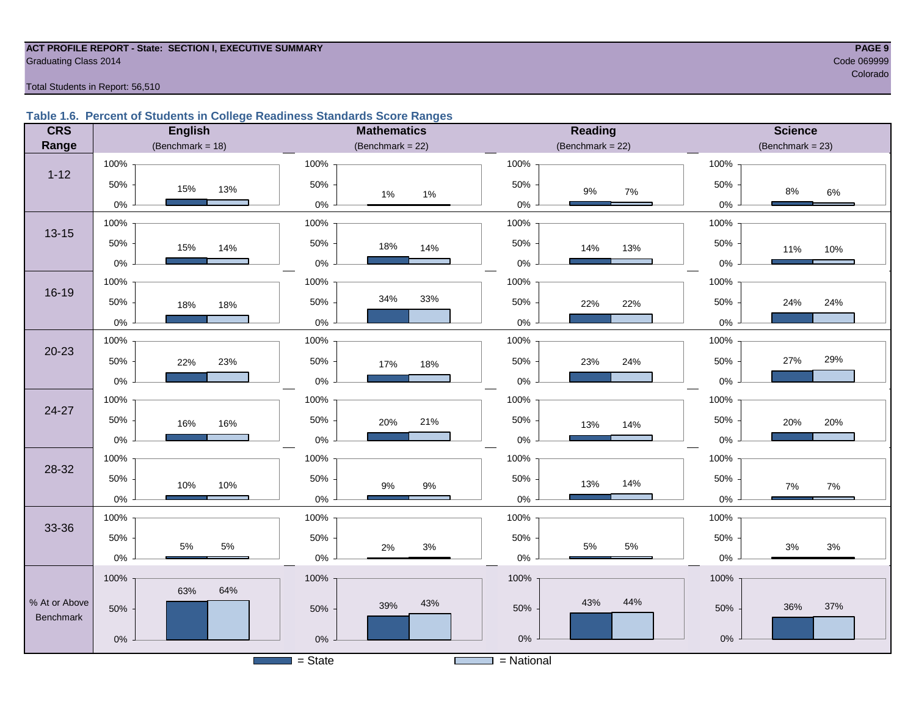**ACT PROFILE REPORT - State: SECTION I, EXECUTIVE SUMMARY**
Graduating Class 2014

Code 069999
Colorado

Total Students in Report: 56,510

### Table 1.6. Percent of Students in College Readiness Standards Score Ranges

| CRS Range | English (Benchmark = 18) State | English National | Mathematics (Benchmark = 22) State | Mathematics National | Reading (Benchmark = 22) State | Reading National | Science (Benchmark = 23) State | Science National |
|---|---|---|---|---|---|---|---|---|
| 1-12 | 15% | 13% | 1% | 1% | 9% | 7% | 8% | 6% |
| 13-15 | 15% | 14% | 18% | 14% | 14% | 13% | 11% | 10% |
| 16-19 | 18% | 18% | 34% | 33% | 22% | 22% | 24% | 24% |
| 20-23 | 22% | 23% | 17% | 18% | 23% | 24% | 27% | 29% |
| 24-27 | 16% | 16% | 20% | 21% | 13% | 14% | 20% | 20% |
| 28-32 | 10% | 10% | 9% | 9% | 13% | 14% | 7% | 7% |
| 33-36 | 5% | 5% | 2% | 3% | 5% | 5% | 3% | 3% |
| % At or Above Benchmark | 63% | 64% | 39% | 43% | 43% | 44% | 36% | 37% |

■ = State ■ = National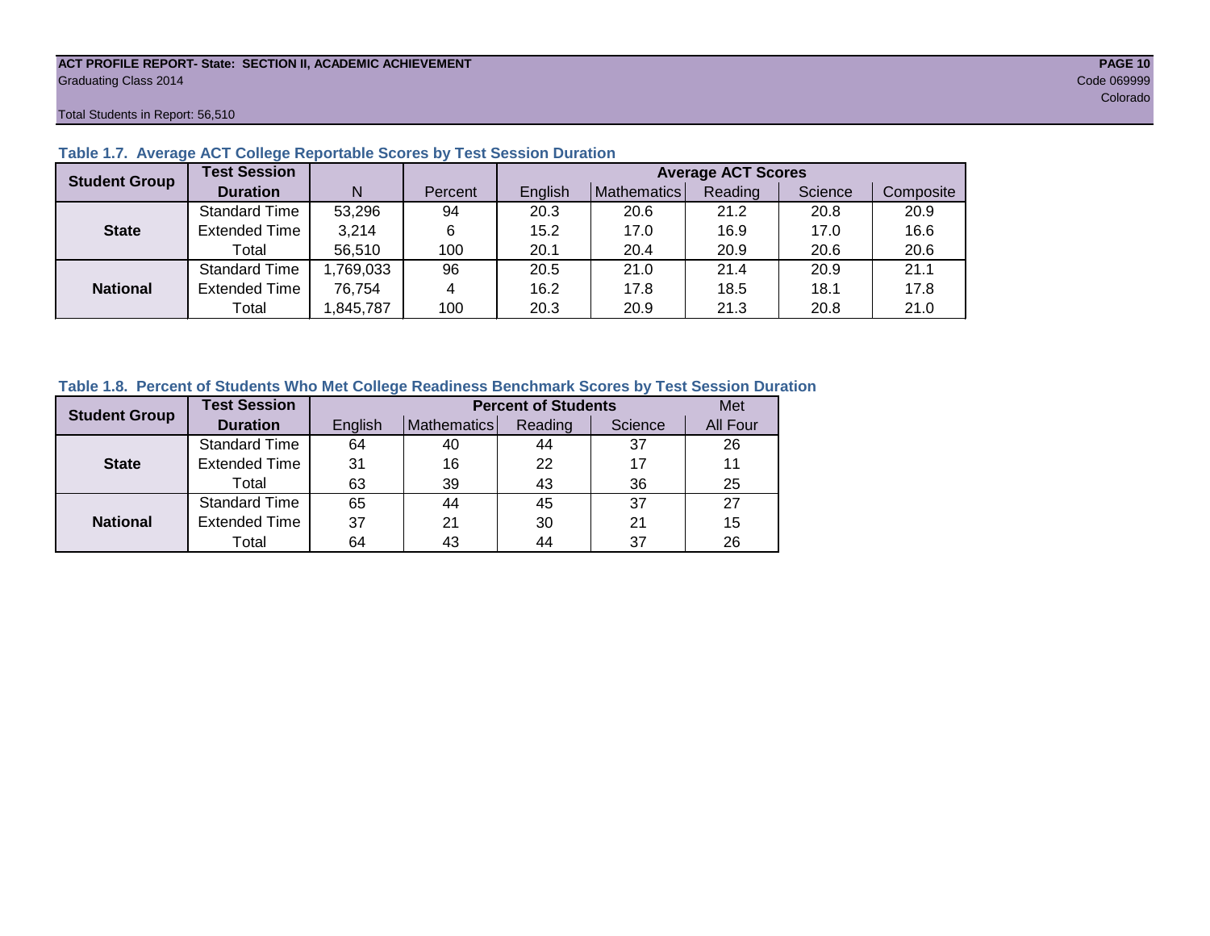ACT PROFILE REPORT- State: SECTION II, ACADEMIC ACHIEVEMENT
Graduating Class 2014

Code 069999
Colorado

Total Students in Report: 56,510

### Table 1.7. Average ACT College Reportable Scores by Test Session Duration

| Student Group | Test Session Duration | N | Percent | Average ACT Scores | | | | |
|---|---|---|---|---|---|---|---|---|
| | | | | English | Mathematics | Reading | Science | Composite |
| State | Standard Time | 53,296 | 94 | 20.3 | 20.6 | 21.2 | 20.8 | 20.9 |
| | Extended Time | 3,214 | 6 | 15.2 | 17.0 | 16.9 | 17.0 | 16.6 |
| | Total | 56,510 | 100 | 20.1 | 20.4 | 20.9 | 20.6 | 20.6 |
| National | Standard Time | 1,769,033 | 96 | 20.5 | 21.0 | 21.4 | 20.9 | 21.1 |
| | Extended Time | 76,754 | 4 | 16.2 | 17.8 | 18.5 | 18.1 | 17.8 |
| | Total | 1,845,787 | 100 | 20.3 | 20.9 | 21.3 | 20.8 | 21.0 |

### Table 1.8. Percent of Students Who Met College Readiness Benchmark Scores by Test Session Duration

| Student Group | Test Session Duration | Percent of Students | | | | Met |
|---|---|---|---|---|---|---|
| | | English | Mathematics | Reading | Science | All Four |
| State | Standard Time | 64 | 40 | 44 | 37 | 26 |
| | Extended Time | 31 | 16 | 22 | 17 | 11 |
| | Total | 63 | 39 | 43 | 36 | 25 |
| National | Standard Time | 65 | 44 | 45 | 37 | 27 |
| | Extended Time | 37 | 21 | 30 | 21 | 15 |
| | Total | 64 | 43 | 44 | 37 | 26 |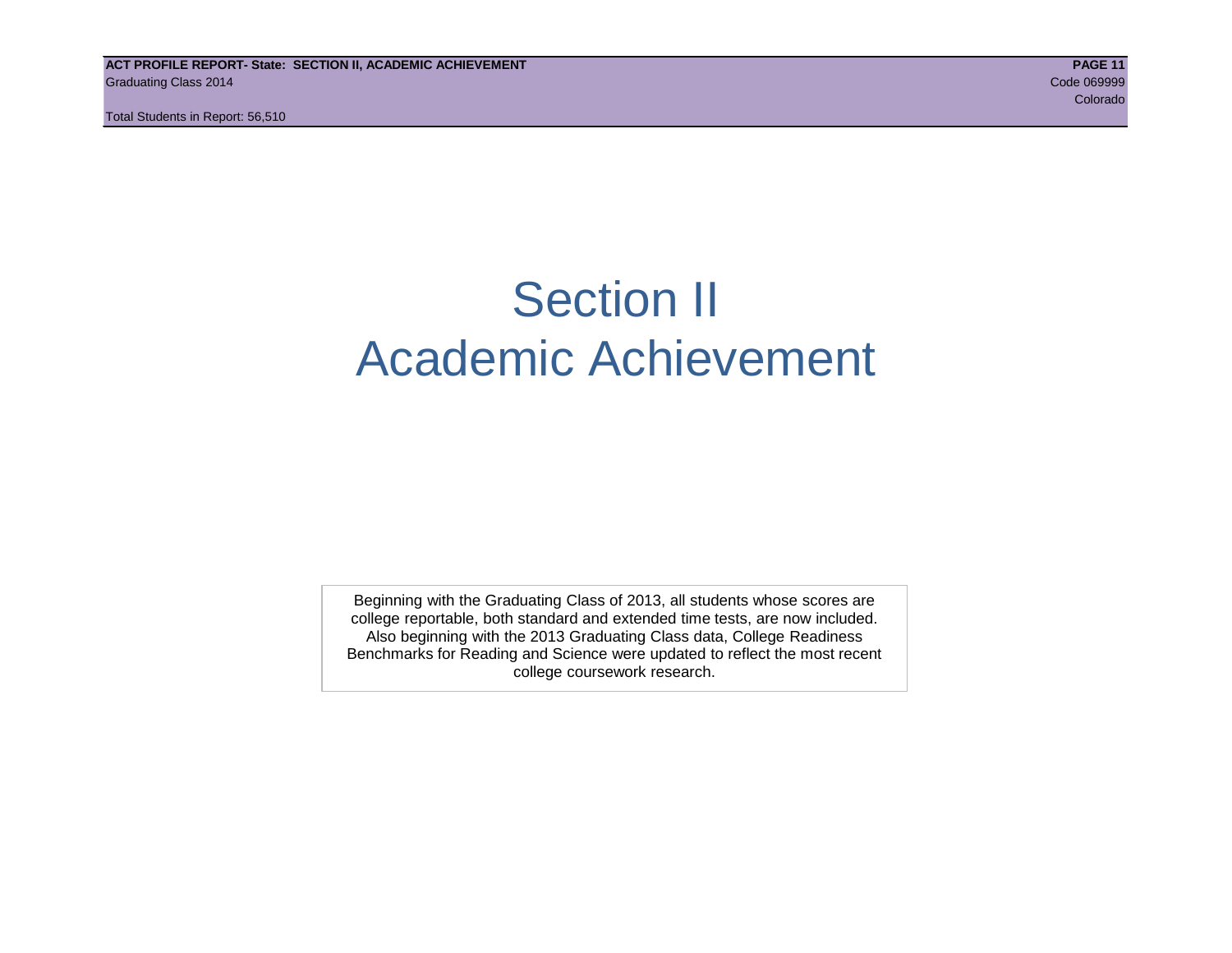# Section II
# Academic Achievement

Beginning with the Graduating Class of 2013, all students whose scores are college reportable, both standard and extended time tests, are now included. Also beginning with the 2013 Graduating Class data, College Readiness Benchmarks for Reading and Science were updated to reflect the most recent college coursework research.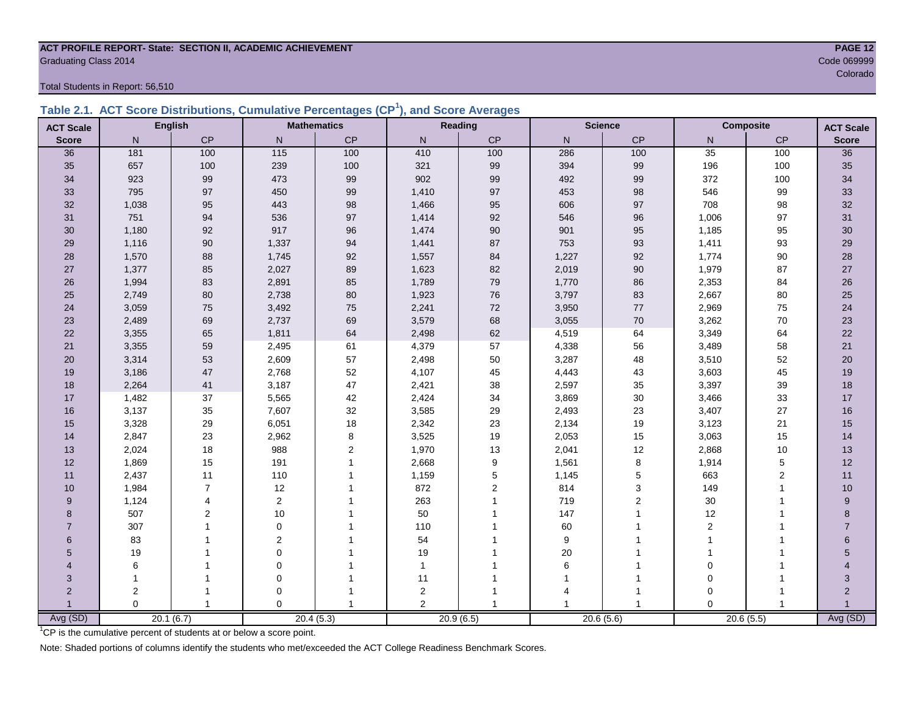**ACT PROFILE REPORT- State: SECTION II, ACADEMIC ACHIEVEMENT**
Graduating Class 2014

Code 069999
Colorado

Total Students in Report: 56,510

## Table 2.1. ACT Score Distributions, Cumulative Percentages (CP[1]), and Score Averages

| ACT Scale | English | | Mathematics | | Reading | | Science | | Composite | | ACT Scale |
|---|---|---|---|---|---|---|---|---|---|---|---|
| Score | N | CP | N | CP | N | CP | N | CP | N | CP | Score |
| 36 | 181 | 100 | 115 | 100 | 410 | 100 | 286 | 100 | 35 | 100 | 36 |
| 35 | 657 | 100 | 239 | 100 | 321 | 99 | 394 | 99 | 196 | 100 | 35 |
| 34 | 923 | 99 | 473 | 99 | 902 | 99 | 492 | 99 | 372 | 100 | 34 |
| 33 | 795 | 97 | 450 | 99 | 1,410 | 97 | 453 | 98 | 546 | 99 | 33 |
| 32 | 1,038 | 95 | 443 | 98 | 1,466 | 95 | 606 | 97 | 708 | 98 | 32 |
| 31 | 751 | 94 | 536 | 97 | 1,414 | 92 | 546 | 96 | 1,006 | 97 | 31 |
| 30 | 1,180 | 92 | 917 | 96 | 1,474 | 90 | 901 | 95 | 1,185 | 95 | 30 |
| 29 | 1,116 | 90 | 1,337 | 94 | 1,441 | 87 | 753 | 93 | 1,411 | 93 | 29 |
| 28 | 1,570 | 88 | 1,745 | 92 | 1,557 | 84 | 1,227 | 92 | 1,774 | 90 | 28 |
| 27 | 1,377 | 85 | 2,027 | 89 | 1,623 | 82 | 2,019 | 90 | 1,979 | 87 | 27 |
| 26 | 1,994 | 83 | 2,891 | 85 | 1,789 | 79 | 1,770 | 86 | 2,353 | 84 | 26 |
| 25 | 2,749 | 80 | 2,738 | 80 | 1,923 | 76 | 3,797 | 83 | 2,667 | 80 | 25 |
| 24 | 3,059 | 75 | 3,492 | 75 | 2,241 | 72 | 3,950 | 77 | 2,969 | 75 | 24 |
| 23 | 2,489 | 69 | 2,737 | 69 | 3,579 | 68 | 3,055 | 70 | 3,262 | 70 | 23 |
| 22 | 3,355 | 65 | 1,811 | 64 | 2,498 | 62 | 4,519 | 64 | 3,349 | 64 | 22 |
| 21 | 3,355 | 59 | 2,495 | 61 | 4,379 | 57 | 4,338 | 56 | 3,489 | 58 | 21 |
| 20 | 3,314 | 53 | 2,609 | 57 | 2,498 | 50 | 3,287 | 48 | 3,510 | 52 | 20 |
| 19 | 3,186 | 47 | 2,768 | 52 | 4,107 | 45 | 4,443 | 43 | 3,603 | 45 | 19 |
| 18 | 2,264 | 41 | 3,187 | 47 | 2,421 | 38 | 2,597 | 35 | 3,397 | 39 | 18 |
| 17 | 1,482 | 37 | 5,565 | 42 | 2,424 | 34 | 3,869 | 30 | 3,466 | 33 | 17 |
| 16 | 3,137 | 35 | 7,607 | 32 | 3,585 | 29 | 2,493 | 23 | 3,407 | 27 | 16 |
| 15 | 3,328 | 29 | 6,051 | 18 | 2,342 | 23 | 2,134 | 19 | 3,123 | 21 | 15 |
| 14 | 2,847 | 23 | 2,962 | 8 | 3,525 | 19 | 2,053 | 15 | 3,063 | 15 | 14 |
| 13 | 2,024 | 18 | 988 | 2 | 1,970 | 13 | 2,041 | 12 | 2,868 | 10 | 13 |
| 12 | 1,869 | 15 | 191 | 1 | 2,668 | 9 | 1,561 | 8 | 1,914 | 5 | 12 |
| 11 | 2,437 | 11 | 110 | 1 | 1,159 | 5 | 1,145 | 5 | 663 | 2 | 11 |
| 10 | 1,984 | 7 | 12 | 1 | 872 | 2 | 814 | 3 | 149 | 1 | 10 |
| 9 | 1,124 | 4 | 2 | 1 | 263 | 1 | 719 | 2 | 30 | 1 | 9 |
| 8 | 507 | 2 | 10 | 1 | 50 | 1 | 147 | 1 | 12 | 1 | 8 |
| 7 | 307 | 1 | 0 | 1 | 110 | 1 | 60 | 1 | 2 | 1 | 7 |
| 6 | 83 | 1 | 2 | 1 | 54 | 1 | 9 | 1 | 1 | 1 | 6 |
| 5 | 19 | 1 | 0 | 1 | 19 | 1 | 20 | 1 | 1 | 1 | 5 |
| 4 | 6 | 1 | 0 | 1 | 1 | 1 | 6 | 1 | 0 | 1 | 4 |
| 3 | 1 | 1 | 0 | 1 | 11 | 1 | 1 | 1 | 0 | 1 | 3 |
| 2 | 2 | 1 | 0 | 1 | 2 | 1 | 4 | 1 | 0 | 1 | 2 |
| 1 | 0 | 1 | 0 | 1 | 2 | 1 | 1 | 1 | 0 | 1 | 1 |
| Avg (SD) | 20.1 (6.7) | | 20.4 (5.3) | | 20.9 (6.5) | | 20.6 (5.6) | | 20.6 (5.5) | | Avg (SD) |

[1]CP is the cumulative percent of students at or below a score point.

Note: Shaded portions of columns identify the students who met/exceeded the ACT College Readiness Benchmark Scores.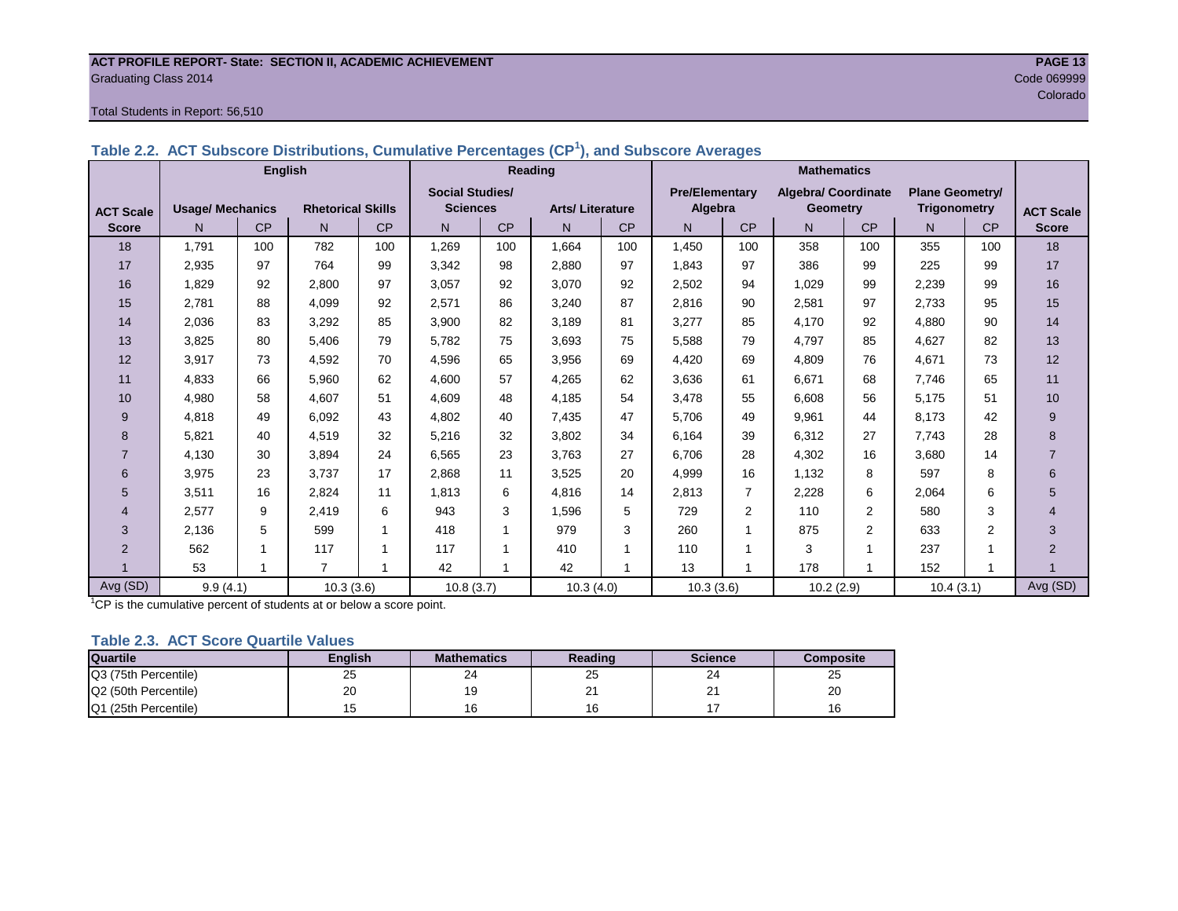**ACT PROFILE REPORT- State: SECTION II, ACADEMIC ACHIEVEMENT**
Graduating Class 2014
Code 069999
Colorado

Total Students in Report: 56,510

### Table 2.2. ACT Subscore Distributions, Cumulative Percentages (CP[1]), and Subscore Averages

| ACT Scale Score | English | | | | Reading | | | | Mathematics | | | | | | ACT Scale Score |
|---|---|---|---|---|---|---|---|---|---|---|---|---|---|---|---|
| | Usage/ Mechanics | | Rhetorical Skills | | Social Studies/ Sciences | | Arts/ Literature | | Pre/Elementary Algebra | | Algebra/ Coordinate Geometry | | Plane Geometry/ Trigonometry | | |
| | N | CP | N | CP | N | CP | N | CP | N | CP | N | CP | N | CP | |
| 18 | 1,791 | 100 | 782 | 100 | 1,269 | 100 | 1,664 | 100 | 1,450 | 100 | 358 | 100 | 355 | 100 | 18 |
| 17 | 2,935 | 97 | 764 | 99 | 3,342 | 98 | 2,880 | 97 | 1,843 | 97 | 386 | 99 | 225 | 99 | 17 |
| 16 | 1,829 | 92 | 2,800 | 97 | 3,057 | 92 | 3,070 | 92 | 2,502 | 94 | 1,029 | 99 | 2,239 | 99 | 16 |
| 15 | 2,781 | 88 | 4,099 | 92 | 2,571 | 86 | 3,240 | 87 | 2,816 | 90 | 2,581 | 97 | 2,733 | 95 | 15 |
| 14 | 2,036 | 83 | 3,292 | 85 | 3,900 | 82 | 3,189 | 81 | 3,277 | 85 | 4,170 | 92 | 4,880 | 90 | 14 |
| 13 | 3,825 | 80 | 5,406 | 79 | 5,782 | 75 | 3,693 | 75 | 5,588 | 79 | 4,797 | 85 | 4,627 | 82 | 13 |
| 12 | 3,917 | 73 | 4,592 | 70 | 4,596 | 65 | 3,956 | 69 | 4,420 | 69 | 4,809 | 76 | 4,671 | 73 | 12 |
| 11 | 4,833 | 66 | 5,960 | 62 | 4,600 | 57 | 4,265 | 62 | 3,636 | 61 | 6,671 | 68 | 7,746 | 65 | 11 |
| 10 | 4,980 | 58 | 4,607 | 51 | 4,609 | 48 | 4,185 | 54 | 3,478 | 55 | 6,608 | 56 | 5,175 | 51 | 10 |
| 9 | 4,818 | 49 | 6,092 | 43 | 4,802 | 40 | 7,435 | 47 | 5,706 | 49 | 9,961 | 44 | 8,173 | 42 | 9 |
| 8 | 5,821 | 40 | 4,519 | 32 | 5,216 | 32 | 3,802 | 34 | 6,164 | 39 | 6,312 | 27 | 7,743 | 28 | 8 |
| 7 | 4,130 | 30 | 3,894 | 24 | 6,565 | 23 | 3,763 | 27 | 6,706 | 28 | 4,302 | 16 | 3,680 | 14 | 7 |
| 6 | 3,975 | 23 | 3,737 | 17 | 2,868 | 11 | 3,525 | 20 | 4,999 | 16 | 1,132 | 8 | 597 | 8 | 6 |
| 5 | 3,511 | 16 | 2,824 | 11 | 1,813 | 6 | 4,816 | 14 | 2,813 | 7 | 2,228 | 6 | 2,064 | 6 | 5 |
| 4 | 2,577 | 9 | 2,419 | 6 | 943 | 3 | 1,596 | 5 | 729 | 2 | 110 | 2 | 580 | 3 | 4 |
| 3 | 2,136 | 5 | 599 | 1 | 418 | 1 | 979 | 3 | 260 | 1 | 875 | 2 | 633 | 2 | 3 |
| 2 | 562 | 1 | 117 | 1 | 117 | 1 | 410 | 1 | 110 | 1 | 3 | 1 | 237 | 1 | 2 |
| 1 | 53 | 1 | 7 | 1 | 42 | 1 | 42 | 1 | 13 | 1 | 178 | 1 | 152 | 1 | 1 |
| Avg (SD) | 9.9 (4.1) | | 10.3 (3.6) | | 10.8 (3.7) | | 10.3 (4.0) | | 10.3 (3.6) | | 10.2 (2.9) | | 10.4 (3.1) | | Avg (SD) |

[1]CP is the cumulative percent of students at or below a score point.

### Table 2.3. ACT Score Quartile Values

| Quartile | English | Mathematics | Reading | Science | Composite |
|---|---|---|---|---|---|
| Q3 (75th Percentile) | 25 | 24 | 25 | 24 | 25 |
| Q2 (50th Percentile) | 20 | 19 | 21 | 21 | 20 |
| Q1 (25th Percentile) | 15 | 16 | 16 | 17 | 16 |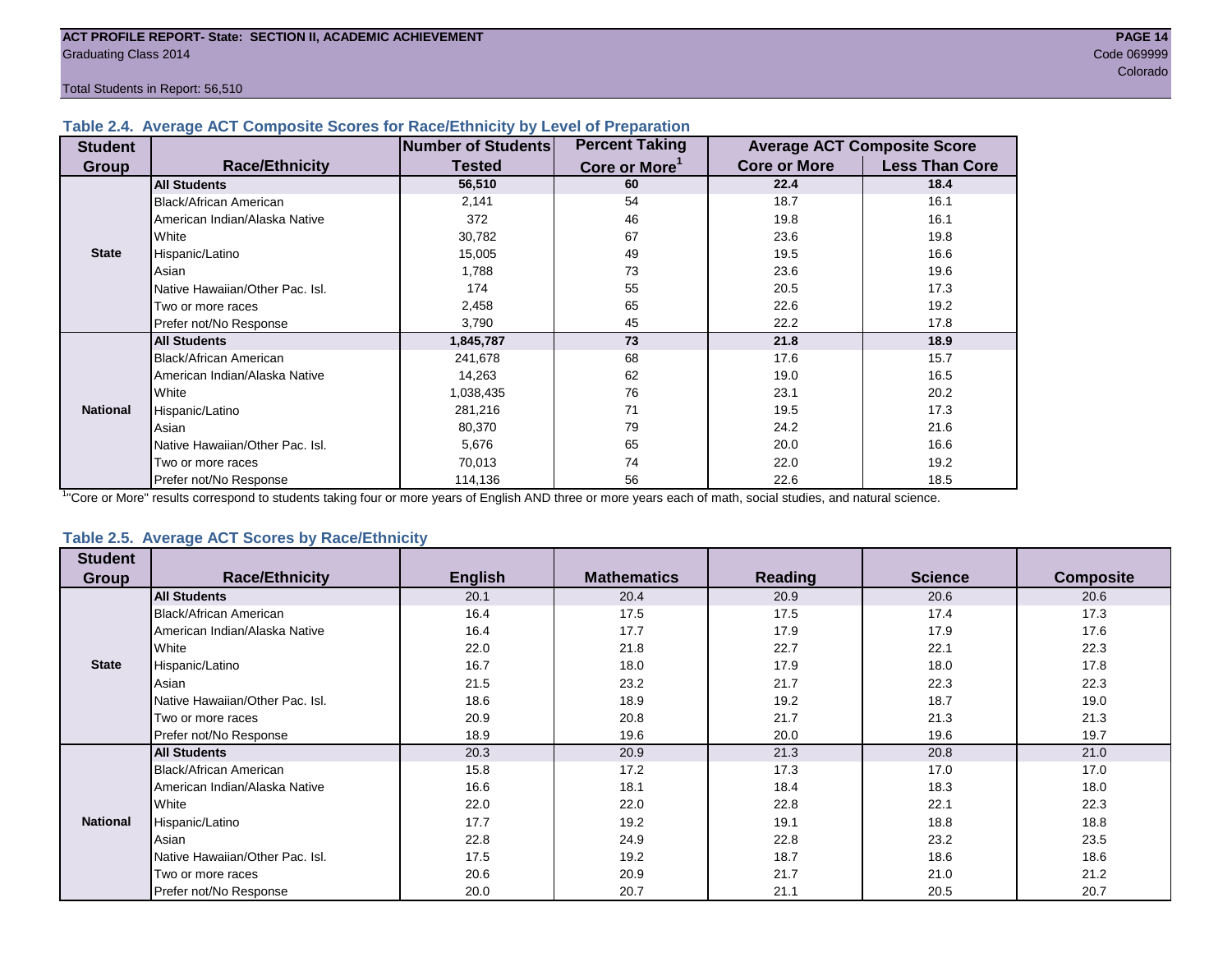## Table 2.4. Average ACT Composite Scores for Race/Ethnicity by Level of Preparation

| Student Group | Race/Ethnicity | Number of Students Tested | Percent Taking Core or More[1] | Average ACT Composite Score: Core or More | Average ACT Composite Score: Less Than Core |
|---|---|---|---|---|---|
| State | **All Students** | **56,510** | **60** | **22.4** | **18.4** |
| | Black/African American | 2,141 | 54 | 18.7 | 16.1 |
| | American Indian/Alaska Native | 372 | 46 | 19.8 | 16.1 |
| | White | 30,782 | 67 | 23.6 | 19.8 |
| | Hispanic/Latino | 15,005 | 49 | 19.5 | 16.6 |
| | Asian | 1,788 | 73 | 23.6 | 19.6 |
| | Native Hawaiian/Other Pac. Isl. | 174 | 55 | 20.5 | 17.3 |
| | Two or more races | 2,458 | 65 | 22.6 | 19.2 |
| | Prefer not/No Response | 3,790 | 45 | 22.2 | 17.8 |
| National | **All Students** | **1,845,787** | **73** | **21.8** | **18.9** |
| | Black/African American | 241,678 | 68 | 17.6 | 15.7 |
| | American Indian/Alaska Native | 14,263 | 62 | 19.0 | 16.5 |
| | White | 1,038,435 | 76 | 23.1 | 20.2 |
| | Hispanic/Latino | 281,216 | 71 | 19.5 | 17.3 |
| | Asian | 80,370 | 79 | 24.2 | 21.6 |
| | Native Hawaiian/Other Pac. Isl. | 5,676 | 65 | 20.0 | 16.6 |
| | Two or more races | 70,013 | 74 | 22.0 | 19.2 |
| | Prefer not/No Response | 114,136 | 56 | 22.6 | 18.5 |

[1]"Core or More" results correspond to students taking four or more years of English AND three or more years each of math, social studies, and natural science.

## Table 2.5. Average ACT Scores by Race/Ethnicity

| Student Group | Race/Ethnicity | English | Mathematics | Reading | Science | Composite |
|---|---|---|---|---|---|---|
| State | **All Students** | 20.1 | 20.4 | 20.9 | 20.6 | 20.6 |
| | Black/African American | 16.4 | 17.5 | 17.5 | 17.4 | 17.3 |
| | American Indian/Alaska Native | 16.4 | 17.7 | 17.9 | 17.9 | 17.6 |
| | White | 22.0 | 21.8 | 22.7 | 22.1 | 22.3 |
| | Hispanic/Latino | 16.7 | 18.0 | 17.9 | 18.0 | 17.8 |
| | Asian | 21.5 | 23.2 | 21.7 | 22.3 | 22.3 |
| | Native Hawaiian/Other Pac. Isl. | 18.6 | 18.9 | 19.2 | 18.7 | 19.0 |
| | Two or more races | 20.9 | 20.8 | 21.7 | 21.3 | 21.3 |
| | Prefer not/No Response | 18.9 | 19.6 | 20.0 | 19.6 | 19.7 |
| National | **All Students** | 20.3 | 20.9 | 21.3 | 20.8 | 21.0 |
| | Black/African American | 15.8 | 17.2 | 17.3 | 17.0 | 17.0 |
| | American Indian/Alaska Native | 16.6 | 18.1 | 18.4 | 18.3 | 18.0 |
| | White | 22.0 | 22.0 | 22.8 | 22.1 | 22.3 |
| | Hispanic/Latino | 17.7 | 19.2 | 19.1 | 18.8 | 18.8 |
| | Asian | 22.8 | 24.9 | 22.8 | 23.2 | 23.5 |
| | Native Hawaiian/Other Pac. Isl. | 17.5 | 19.2 | 18.7 | 18.6 | 18.6 |
| | Two or more races | 20.6 | 20.9 | 21.7 | 21.0 | 21.2 |
| | Prefer not/No Response | 20.0 | 20.7 | 21.1 | 20.5 | 20.7 |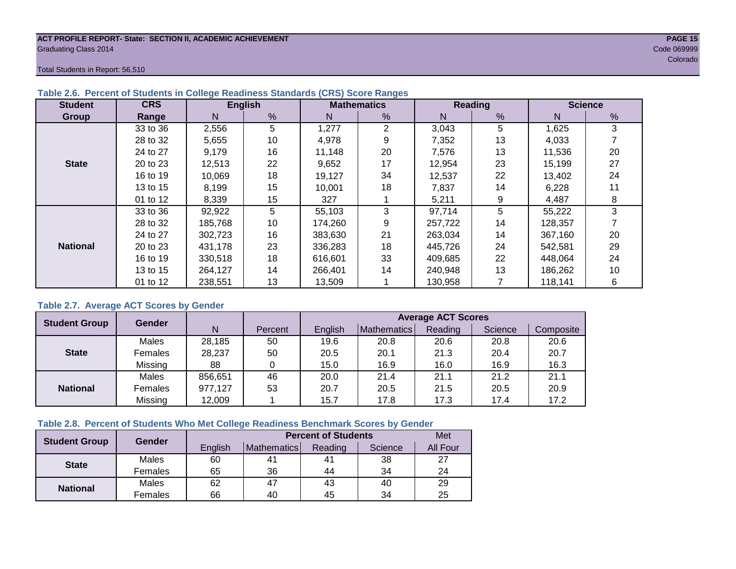ACT PROFILE REPORT- State: SECTION II, ACADEMIC ACHIEVEMENT
Graduating Class 2014

Code 069999
Colorado

Total Students in Report: 56,510

**Table 2.6. Percent of Students in College Readiness Standards (CRS) Score Ranges**

| Student Group | CRS Range | English | | Mathematics | | Reading | | Science | |
|---|---|---|---|---|---|---|---|---|---|
| | | N | % | N | % | N | % | N | % |
| State | 33 to 36 | 2,556 | 5 | 1,277 | 2 | 3,043 | 5 | 1,625 | 3 |
| | 28 to 32 | 5,655 | 10 | 4,978 | 9 | 7,352 | 13 | 4,033 | 7 |
| | 24 to 27 | 9,179 | 16 | 11,148 | 20 | 7,576 | 13 | 11,536 | 20 |
| | 20 to 23 | 12,513 | 22 | 9,652 | 17 | 12,954 | 23 | 15,199 | 27 |
| | 16 to 19 | 10,069 | 18 | 19,127 | 34 | 12,537 | 22 | 13,402 | 24 |
| | 13 to 15 | 8,199 | 15 | 10,001 | 18 | 7,837 | 14 | 6,228 | 11 |
| | 01 to 12 | 8,339 | 15 | 327 | 1 | 5,211 | 9 | 4,487 | 8 |
| National | 33 to 36 | 92,922 | 5 | 55,103 | 3 | 97,714 | 5 | 55,222 | 3 |
| | 28 to 32 | 185,768 | 10 | 174,260 | 9 | 257,722 | 14 | 128,357 | 7 |
| | 24 to 27 | 302,723 | 16 | 383,630 | 21 | 263,034 | 14 | 367,160 | 20 |
| | 20 to 23 | 431,178 | 23 | 336,283 | 18 | 445,726 | 24 | 542,581 | 29 |
| | 16 to 19 | 330,518 | 18 | 616,601 | 33 | 409,685 | 22 | 448,064 | 24 |
| | 13 to 15 | 264,127 | 14 | 266,401 | 14 | 240,948 | 13 | 186,262 | 10 |
| | 01 to 12 | 238,551 | 13 | 13,509 | 1 | 130,958 | 7 | 118,141 | 6 |

**Table 2.7. Average ACT Scores by Gender**

| Student Group | Gender | N | Percent | Average ACT Scores | | | | |
|---|---|---|---|---|---|---|---|---|
| | | | | English | Mathematics | Reading | Science | Composite |
| State | Males | 28,185 | 50 | 19.6 | 20.8 | 20.6 | 20.8 | 20.6 |
| | Females | 28,237 | 50 | 20.5 | 20.1 | 21.3 | 20.4 | 20.7 |
| | Missing | 88 | 0 | 15.0 | 16.9 | 16.0 | 16.9 | 16.3 |
| National | Males | 856,651 | 46 | 20.0 | 21.4 | 21.1 | 21.2 | 21.1 |
| | Females | 977,127 | 53 | 20.7 | 20.5 | 21.5 | 20.5 | 20.9 |
| | Missing | 12,009 | 1 | 15.7 | 17.8 | 17.3 | 17.4 | 17.2 |

**Table 2.8. Percent of Students Who Met College Readiness Benchmark Scores by Gender**

| Student Group | Gender | Percent of Students | | | | Met |
|---|---|---|---|---|---|---|
| | | English | Mathematics | Reading | Science | All Four |
| State | Males | 60 | 41 | 41 | 38 | 27 |
| | Females | 65 | 36 | 44 | 34 | 24 |
| National | Males | 62 | 47 | 43 | 40 | 29 |
| | Females | 66 | 40 | 45 | 34 | 25 |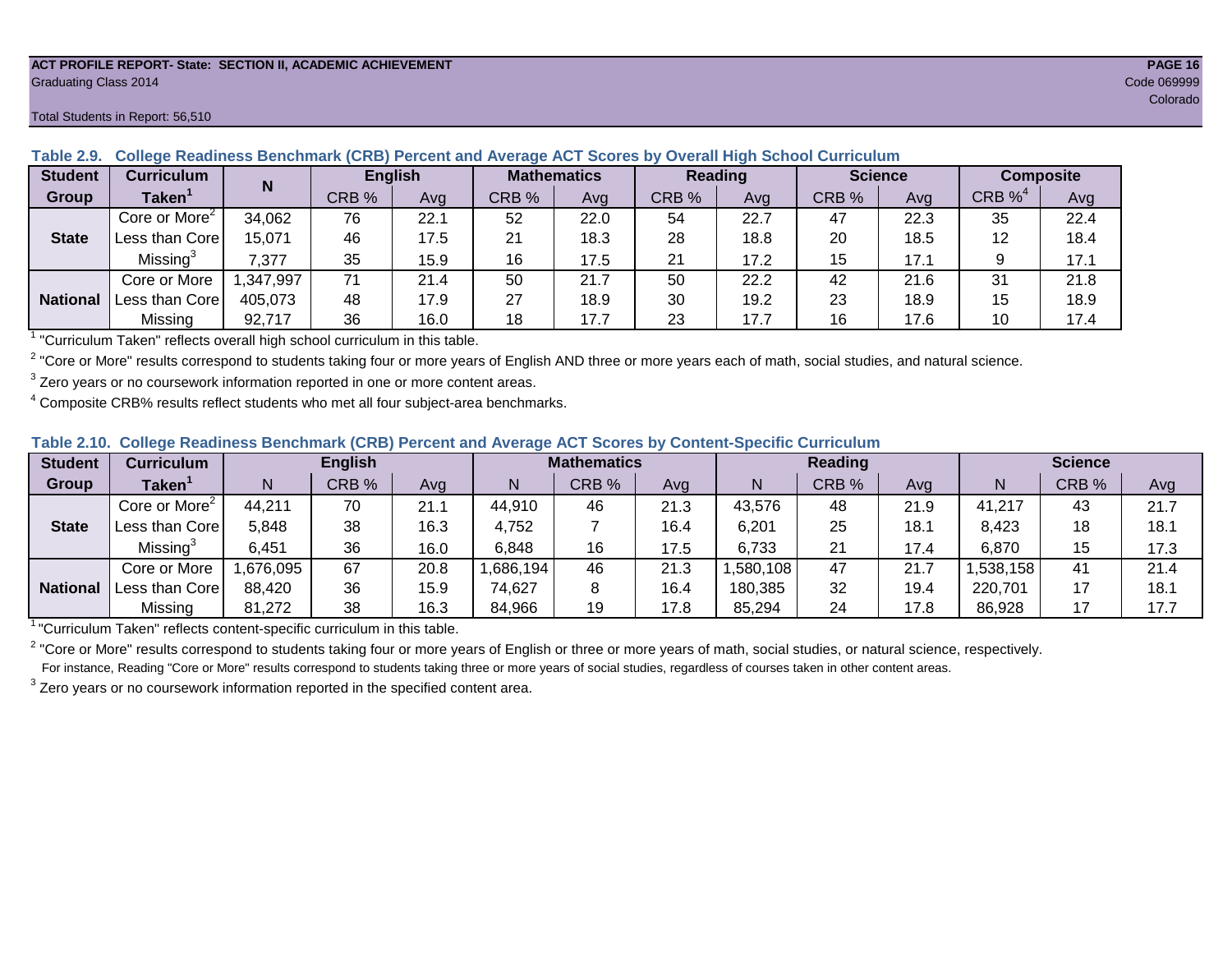ACT PROFILE REPORT- State: SECTION II, ACADEMIC ACHIEVEMENT
Graduating Class 2014
Total Students in Report: 56,510

Code 069999
Colorado

**Table 2.9. College Readiness Benchmark (CRB) Percent and Average ACT Scores by Overall High School Curriculum**

| Student Group | Curriculum Taken[1] | N | English | | Mathematics | | Reading | | Science | | Composite | |
|---|---|---|---|---|---|---|---|---|---|---|---|---|
| | | | CRB % | Avg | CRB % | Avg | CRB % | Avg | CRB % | Avg | CRB %[4] | Avg |
| State | Core or More[2] | 34,062 | 76 | 22.1 | 52 | 22.0 | 54 | 22.7 | 47 | 22.3 | 35 | 22.4 |
| | Less than Core | 15,071 | 46 | 17.5 | 21 | 18.3 | 28 | 18.8 | 20 | 18.5 | 12 | 18.4 |
| | Missing[3] | 7,377 | 35 | 15.9 | 16 | 17.5 | 21 | 17.2 | 15 | 17.1 | 9 | 17.1 |
| National | Core or More | 1,347,997 | 71 | 21.4 | 50 | 21.7 | 50 | 22.2 | 42 | 21.6 | 31 | 21.8 |
| | Less than Core | 405,073 | 48 | 17.9 | 27 | 18.9 | 30 | 19.2 | 23 | 18.9 | 15 | 18.9 |
| | Missing | 92,717 | 36 | 16.0 | 18 | 17.7 | 23 | 17.7 | 16 | 17.6 | 10 | 17.4 |

[1] "Curriculum Taken" reflects overall high school curriculum in this table.

[2] "Core or More" results correspond to students taking four or more years of English AND three or more years each of math, social studies, and natural science.

[3] Zero years or no coursework information reported in one or more content areas.

[4] Composite CRB% results reflect students who met all four subject-area benchmarks.

**Table 2.10. College Readiness Benchmark (CRB) Percent and Average ACT Scores by Content-Specific Curriculum**

| Student Group | Curriculum Taken[1] | English | | | Mathematics | | | Reading | | | Science | | |
|---|---|---|---|---|---|---|---|---|---|---|---|---|---|
| | | N | CRB % | Avg | N | CRB % | Avg | N | CRB % | Avg | N | CRB % | Avg |
| State | Core or More[2] | 44,211 | 70 | 21.1 | 44,910 | 46 | 21.3 | 43,576 | 48 | 21.9 | 41,217 | 43 | 21.7 |
| | Less than Core | 5,848 | 38 | 16.3 | 4,752 | 7 | 16.4 | 6,201 | 25 | 18.1 | 8,423 | 18 | 18.1 |
| | Missing[3] | 6,451 | 36 | 16.0 | 6,848 | 16 | 17.5 | 6,733 | 21 | 17.4 | 6,870 | 15 | 17.3 |
| National | Core or More | 1,676,095 | 67 | 20.8 | 1,686,194 | 46 | 21.3 | 1,580,108 | 47 | 21.7 | 1,538,158 | 41 | 21.4 |
| | Less than Core | 88,420 | 36 | 15.9 | 74,627 | 8 | 16.4 | 180,385 | 32 | 19.4 | 220,701 | 17 | 18.1 |
| | Missing | 81,272 | 38 | 16.3 | 84,966 | 19 | 17.8 | 85,294 | 24 | 17.8 | 86,928 | 17 | 17.7 |

[1] "Curriculum Taken" reflects content-specific curriculum in this table.

[2] "Core or More" results correspond to students taking four or more years of English or three or more years of math, social studies, or natural science, respectively.
For instance, Reading "Core or More" results correspond to students taking three or more years of social studies, regardless of courses taken in other content areas.

[3] Zero years or no coursework information reported in the specified content area.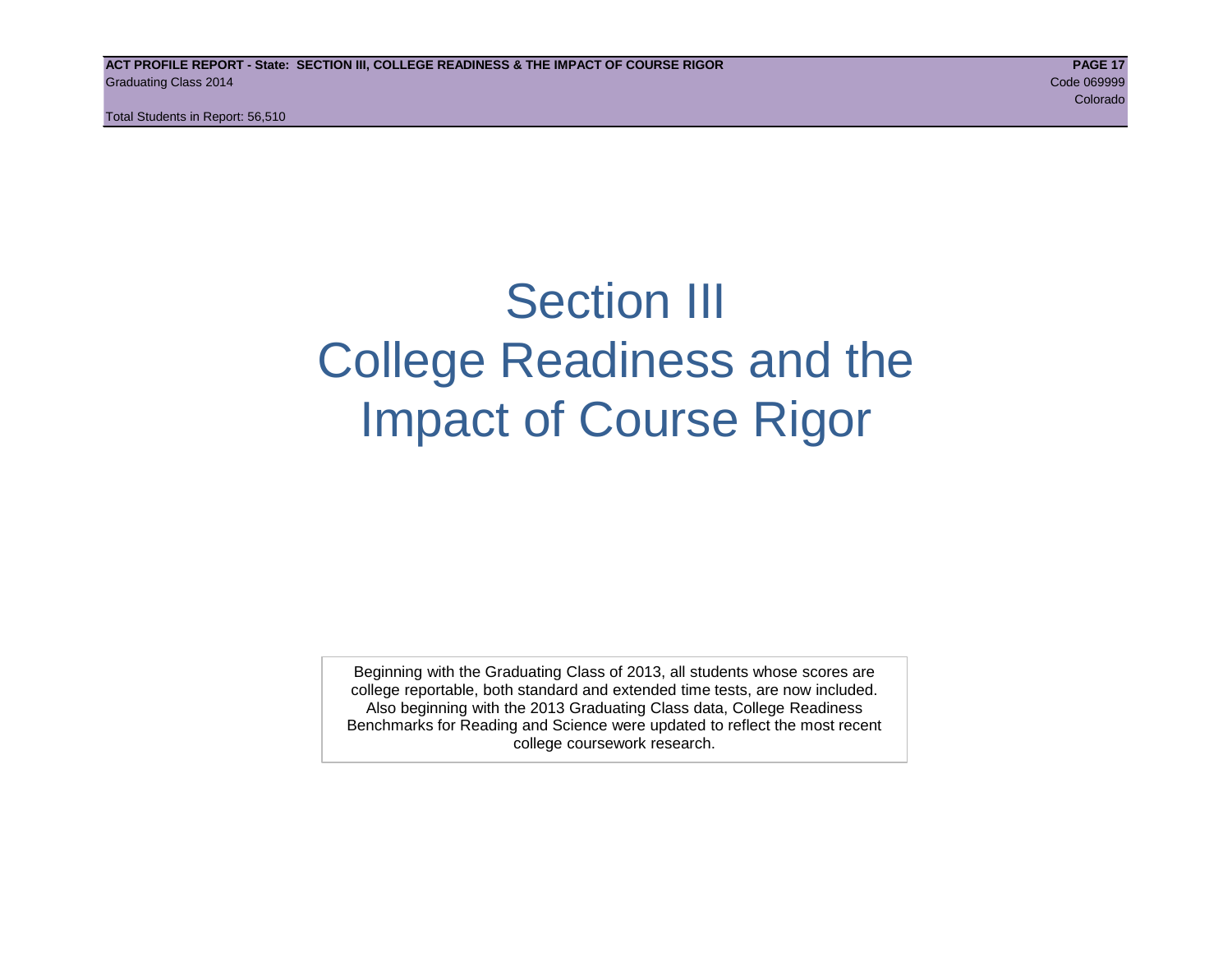# Section III
# College Readiness and the Impact of Course Rigor

Beginning with the Graduating Class of 2013, all students whose scores are college reportable, both standard and extended time tests, are now included. Also beginning with the 2013 Graduating Class data, College Readiness Benchmarks for Reading and Science were updated to reflect the most recent college coursework research.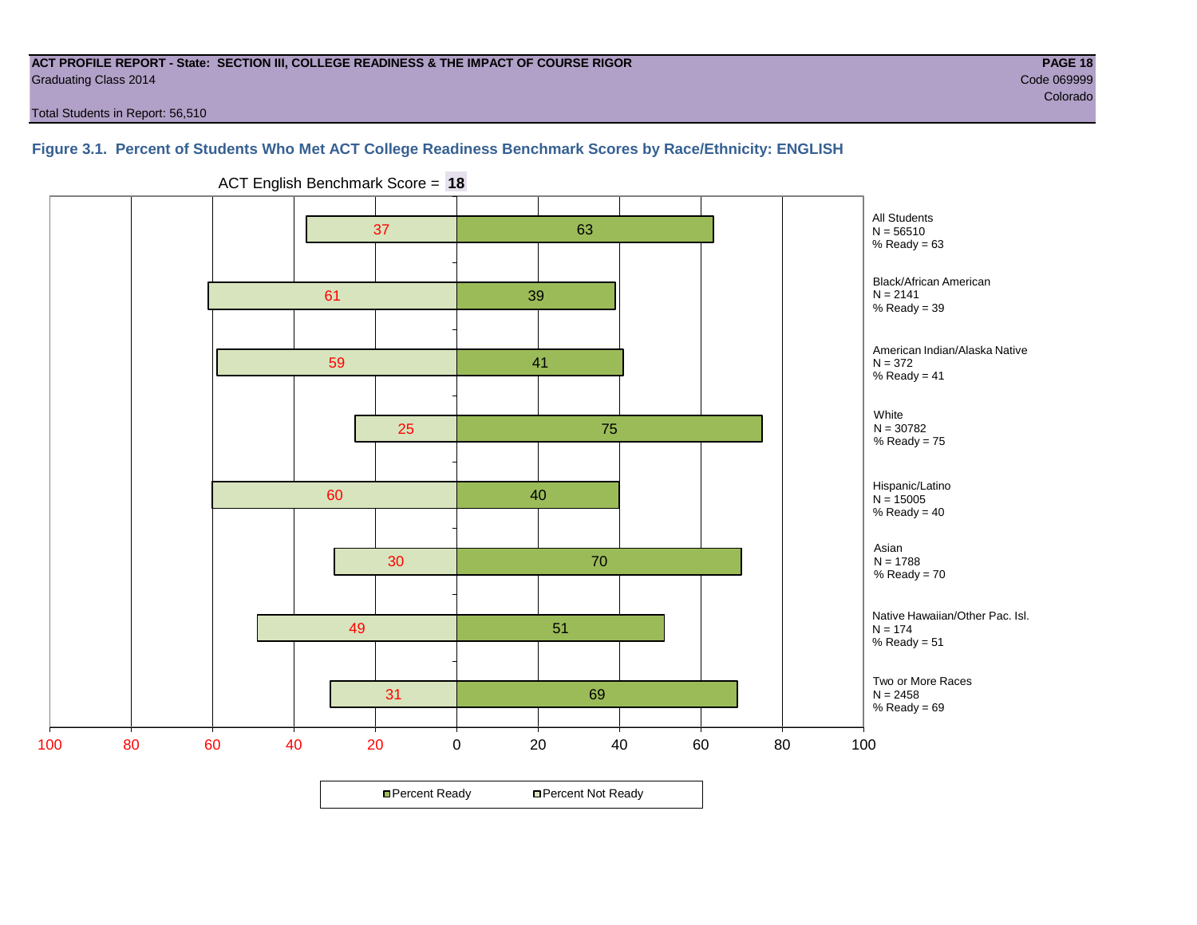**ACT PROFILE REPORT - State: SECTION III, COLLEGE READINESS & THE IMPACT OF COURSE RIGOR**
Graduating Class 2014

Code 069999
Colorado

Total Students in Report: 56,510

### Figure 3.1. Percent of Students Who Met ACT College Readiness Benchmark Scores by Race/Ethnicity: ENGLISH

ACT English Benchmark Score = **18**

| Group | N | Percent Not Ready | Percent Ready |
|---|---|---|---|
| All Students | 56510 | 37 | 63 |
| Black/African American | 2141 | 61 | 39 |
| American Indian/Alaska Native | 372 | 59 | 41 |
| White | 30782 | 25 | 75 |
| Hispanic/Latino | 15005 | 60 | 40 |
| Asian | 1788 | 30 | 70 |
| Native Hawaiian/Other Pac. Isl. | 174 | 49 | 51 |
| Two or More Races | 2458 | 31 | 69 |

Percent Ready | Percent Not Ready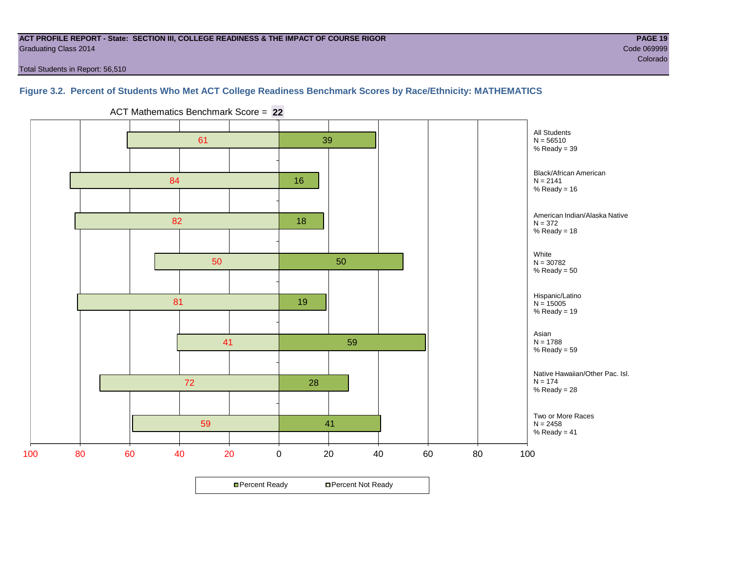**ACT PROFILE REPORT - State: SECTION III, COLLEGE READINESS & THE IMPACT OF COURSE RIGOR**

Graduating Class 2014

Code 069999

Colorado

Total Students in Report: 56,510

### Figure 3.2. Percent of Students Who Met ACT College Readiness Benchmark Scores by Race/Ethnicity: MATHEMATICS

ACT Mathematics Benchmark Score = **22**

| Group | N | Percent Not Ready | Percent Ready |
|---|---|---|---|
| All Students | 56510 | 61 | 39 |
| Black/African American | 2141 | 84 | 16 |
| American Indian/Alaska Native | 372 | 82 | 18 |
| White | 30782 | 50 | 50 |
| Hispanic/Latino | 15005 | 81 | 19 |
| Asian | 1788 | 41 | 59 |
| Native Hawaiian/Other Pac. Isl. | 174 | 72 | 28 |
| Two or More Races | 2458 | 59 | 41 |

Percent Ready | Percent Not Ready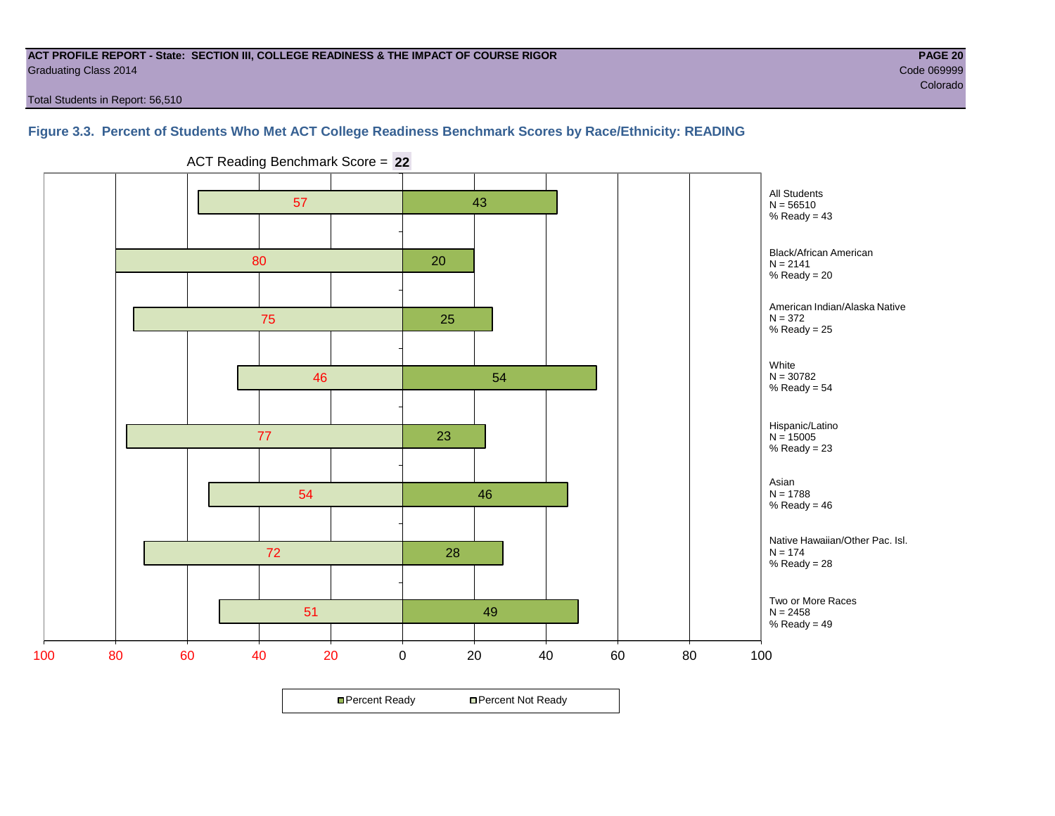**ACT PROFILE REPORT - State: SECTION III, COLLEGE READINESS & THE IMPACT OF COURSE RIGOR**
Graduating Class 2014

Code 069999
Colorado

Total Students in Report: 56,510

### Figure 3.3. Percent of Students Who Met ACT College Readiness Benchmark Scores by Race/Ethnicity: READING

ACT Reading Benchmark Score = **22**

| Group | N | Percent Not Ready | Percent Ready |
|---|---|---|---|
| All Students | 56510 | 57 | 43 |
| Black/African American | 2141 | 80 | 20 |
| American Indian/Alaska Native | 372 | 75 | 25 |
| White | 30782 | 46 | 54 |
| Hispanic/Latino | 15005 | 77 | 23 |
| Asian | 1788 | 54 | 46 |
| Native Hawaiian/Other Pac. Isl. | 174 | 72 | 28 |
| Two or More Races | 2458 | 51 | 49 |

Percent Ready / Percent Not Ready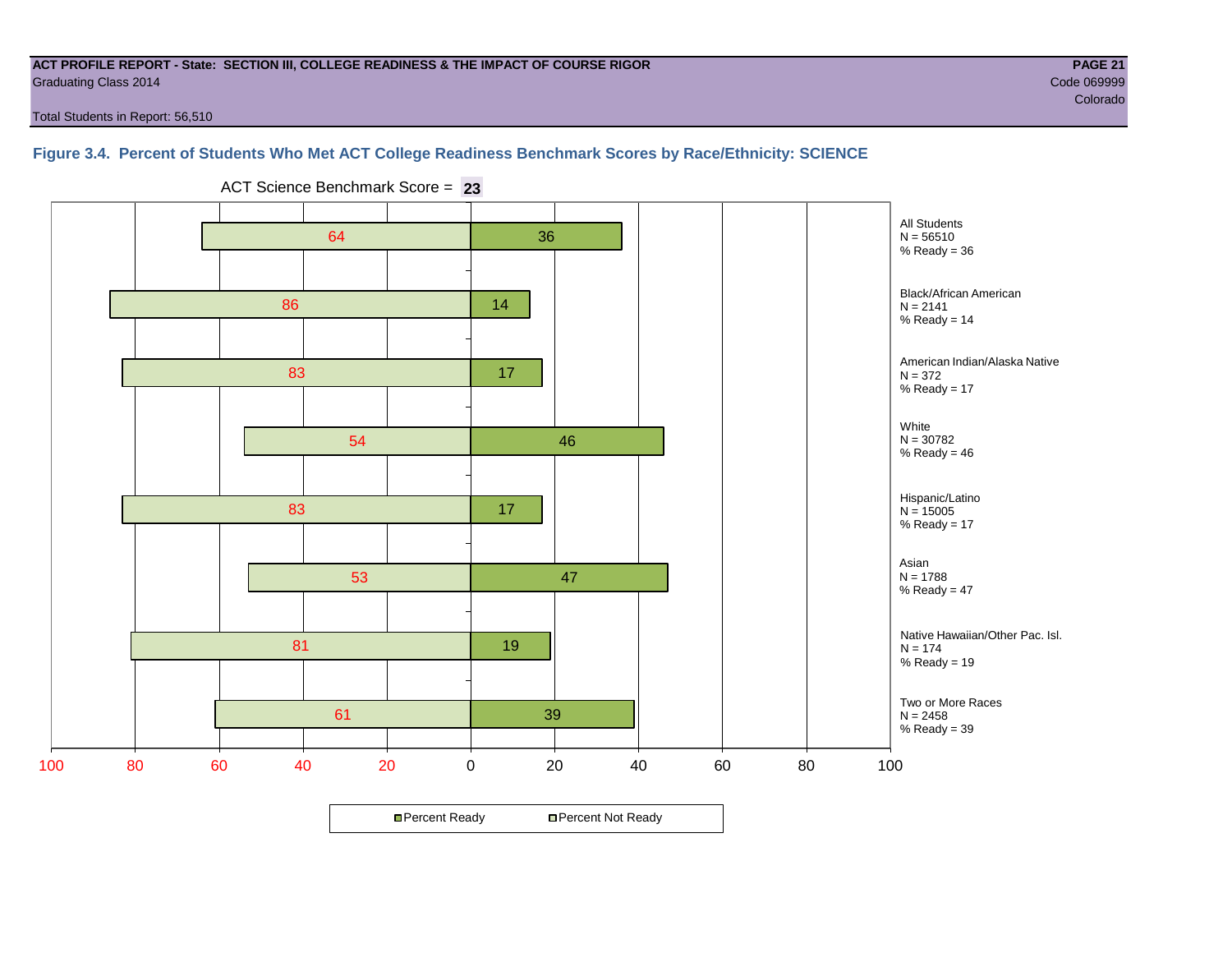**ACT PROFILE REPORT - State: SECTION III, COLLEGE READINESS & THE IMPACT OF COURSE RIGOR**
Graduating Class 2014

Code 069999
Colorado

Total Students in Report: 56,510

### Figure 3.4. Percent of Students Who Met ACT College Readiness Benchmark Scores by Race/Ethnicity: SCIENCE

ACT Science Benchmark Score = **23**

| Group | N | Percent Not Ready | Percent Ready |
|---|---|---|---|
| All Students | 56510 | 64 | 36 |
| Black/African American | 2141 | 86 | 14 |
| American Indian/Alaska Native | 372 | 83 | 17 |
| White | 30782 | 54 | 46 |
| Hispanic/Latino | 15005 | 83 | 17 |
| Asian | 1788 | 53 | 47 |
| Native Hawaiian/Other Pac. Isl. | 174 | 81 | 19 |
| Two or More Races | 2458 | 61 | 39 |

Percent Ready | Percent Not Ready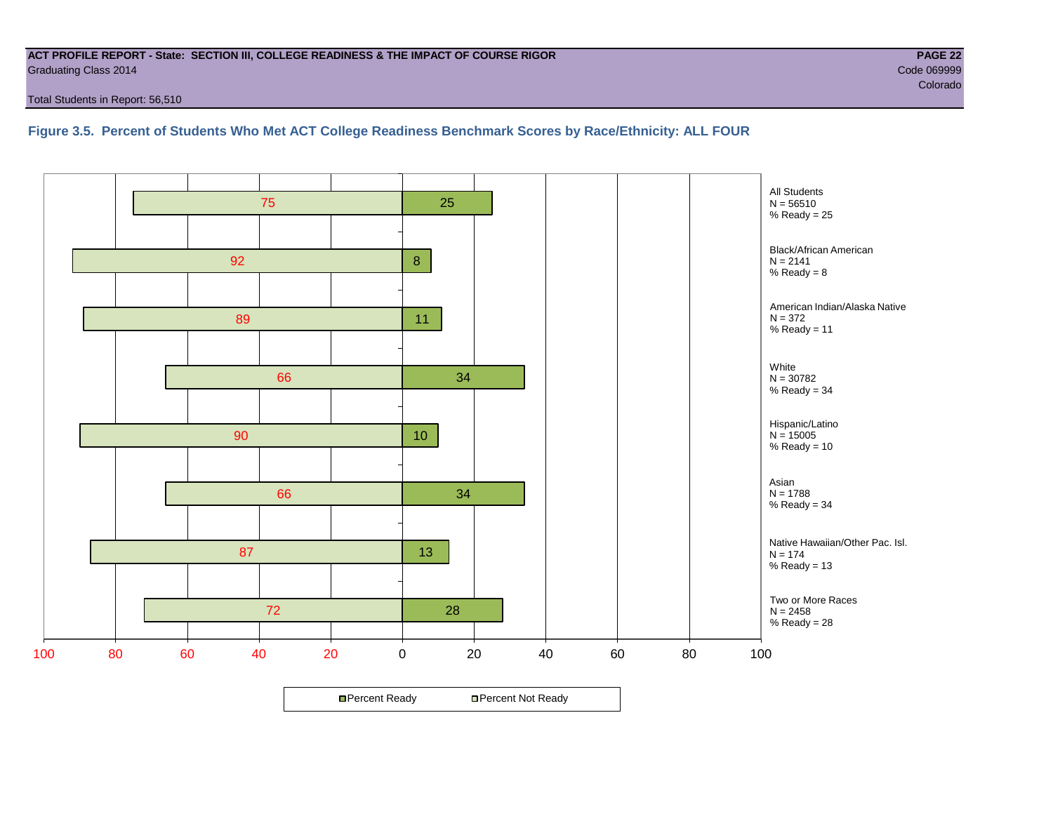**ACT PROFILE REPORT - State: SECTION III, COLLEGE READINESS & THE IMPACT OF COURSE RIGOR**
Graduating Class 2014

Code 069999
Colorado

Total Students in Report: 56,510

### Figure 3.5. Percent of Students Who Met ACT College Readiness Benchmark Scores by Race/Ethnicity: ALL FOUR

| Group | N | Percent Not Ready | Percent Ready |
|---|---|---|---|
| All Students | 56510 | 75 | 25 |
| Black/African American | 2141 | 92 | 8 |
| American Indian/Alaska Native | 372 | 89 | 11 |
| White | 30782 | 66 | 34 |
| Hispanic/Latino | 15005 | 90 | 10 |
| Asian | 1788 | 66 | 34 |
| Native Hawaiian/Other Pac. Isl. | 174 | 87 | 13 |
| Two or More Races | 2458 | 72 | 28 |

Percent Ready / Percent Not Ready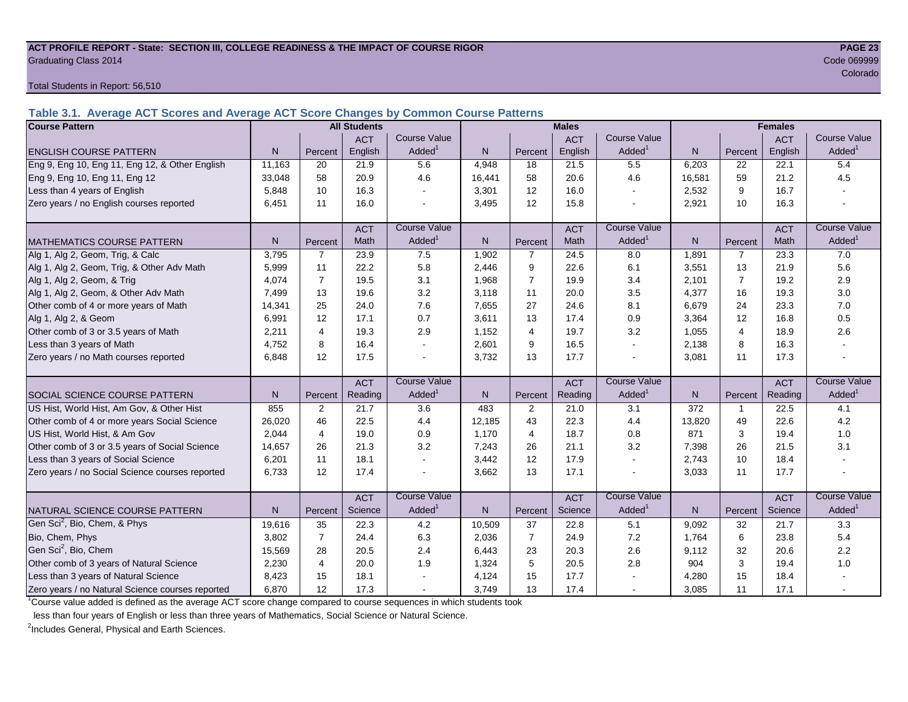**ACT PROFILE REPORT - State: SECTION III, COLLEGE READINESS & THE IMPACT OF COURSE RIGOR**

Graduating Class 2014

Code 069999

Colorado

Total Students in Report: 56,510

### Table 3.1. Average ACT Scores and Average ACT Score Changes by Common Course Patterns

| Course Pattern | All Students | | | | Males | | | | Females | | | |
|---|---|---|---|---|---|---|---|---|---|---|---|---|
| ENGLISH COURSE PATTERN | N | Percent | ACT English | Course Value Added[1] | N | Percent | ACT English | Course Value Added[1] | N | Percent | ACT English | Course Value Added[1] |
| Eng 9, Eng 10, Eng 11, Eng 12, & Other English | 11,163 | 20 | 21.9 | 5.6 | 4,948 | 18 | 21.5 | 5.5 | 6,203 | 22 | 22.1 | 5.4 |
| Eng 9, Eng 10, Eng 11, Eng 12 | 33,048 | 58 | 20.9 | 4.6 | 16,441 | 58 | 20.6 | 4.6 | 16,581 | 59 | 21.2 | 4.5 |
| Less than 4 years of English | 5,848 | 10 | 16.3 | - | 3,301 | 12 | 16.0 | - | 2,532 | 9 | 16.7 | - |
| Zero years / no English courses reported | 6,451 | 11 | 16.0 | - | 3,495 | 12 | 15.8 | - | 2,921 | 10 | 16.3 | - |
| MATHEMATICS COURSE PATTERN | N | Percent | ACT Math | Course Value Added[1] | N | Percent | ACT Math | Course Value Added[1] | N | Percent | ACT Math | Course Value Added[1] |
| Alg 1, Alg 2, Geom, Trig, & Calc | 3,795 | 7 | 23.9 | 7.5 | 1,902 | 7 | 24.5 | 8.0 | 1,891 | 7 | 23.3 | 7.0 |
| Alg 1, Alg 2, Geom, Trig, & Other Adv Math | 5,999 | 11 | 22.2 | 5.8 | 2,446 | 9 | 22.6 | 6.1 | 3,551 | 13 | 21.9 | 5.6 |
| Alg 1, Alg 2, Geom, & Trig | 4,074 | 7 | 19.5 | 3.1 | 1,968 | 7 | 19.9 | 3.4 | 2,101 | 7 | 19.2 | 2.9 |
| Alg 1, Alg 2, Geom, & Other Adv Math | 7,499 | 13 | 19.6 | 3.2 | 3,118 | 11 | 20.0 | 3.5 | 4,377 | 16 | 19.3 | 3.0 |
| Other comb of 4 or more years of Math | 14,341 | 25 | 24.0 | 7.6 | 7,655 | 27 | 24.6 | 8.1 | 6,679 | 24 | 23.3 | 7.0 |
| Alg 1, Alg 2, & Geom | 6,991 | 12 | 17.1 | 0.7 | 3,611 | 13 | 17.4 | 0.9 | 3,364 | 12 | 16.8 | 0.5 |
| Other comb of 3 or 3.5 years of Math | 2,211 | 4 | 19.3 | 2.9 | 1,152 | 4 | 19.7 | 3.2 | 1,055 | 4 | 18.9 | 2.6 |
| Less than 3 years of Math | 4,752 | 8 | 16.4 | - | 2,601 | 9 | 16.5 | - | 2,138 | 8 | 16.3 | - |
| Zero years / no Math courses reported | 6,848 | 12 | 17.5 | - | 3,732 | 13 | 17.7 | - | 3,081 | 11 | 17.3 | - |
| SOCIAL SCIENCE COURSE PATTERN | N | Percent | ACT Reading | Course Value Added[1] | N | Percent | ACT Reading | Course Value Added[1] | N | Percent | ACT Reading | Course Value Added[1] |
| US Hist, World Hist, Am Gov, & Other Hist | 855 | 2 | 21.7 | 3.6 | 483 | 2 | 21.0 | 3.1 | 372 | 1 | 22.5 | 4.1 |
| Other comb of 4 or more years Social Science | 26,020 | 46 | 22.5 | 4.4 | 12,185 | 43 | 22.3 | 4.4 | 13,820 | 49 | 22.6 | 4.2 |
| US Hist, World Hist, & Am Gov | 2,044 | 4 | 19.0 | 0.9 | 1,170 | 4 | 18.7 | 0.8 | 871 | 3 | 19.4 | 1.0 |
| Other comb of 3 or 3.5 years of Social Science | 14,657 | 26 | 21.3 | 3.2 | 7,243 | 26 | 21.1 | 3.2 | 7,398 | 26 | 21.5 | 3.1 |
| Less than 3 years of Social Science | 6,201 | 11 | 18.1 | - | 3,442 | 12 | 17.9 | - | 2,743 | 10 | 18.4 | - |
| Zero years / no Social Science courses reported | 6,733 | 12 | 17.4 | - | 3,662 | 13 | 17.1 | - | 3,033 | 11 | 17.7 | - |
| NATURAL SCIENCE COURSE PATTERN | N | Percent | ACT Science | Course Value Added[1] | N | Percent | ACT Science | Course Value Added[1] | N | Percent | ACT Science | Course Value Added[1] |
| Gen Sci[2], Bio, Chem, & Phys | 19,616 | 35 | 22.3 | 4.2 | 10,509 | 37 | 22.8 | 5.1 | 9,092 | 32 | 21.7 | 3.3 |
| Bio, Chem, Phys | 3,802 | 7 | 24.4 | 6.3 | 2,036 | 7 | 24.9 | 7.2 | 1,764 | 6 | 23.8 | 5.4 |
| Gen Sci[2], Bio, Chem | 15,569 | 28 | 20.5 | 2.4 | 6,443 | 23 | 20.3 | 2.6 | 9,112 | 32 | 20.6 | 2.2 |
| Other comb of 3 years of Natural Science | 2,230 | 4 | 20.0 | 1.9 | 1,324 | 5 | 20.5 | 2.8 | 904 | 3 | 19.4 | 1.0 |
| Less than 3 years of Natural Science | 8,423 | 15 | 18.1 | - | 4,124 | 15 | 17.7 | - | 4,280 | 15 | 18.4 | - |
| Zero years / no Natural Science courses reported | 6,870 | 12 | 17.3 | - | 3,749 | 13 | 17.4 | - | 3,085 | 11 | 17.1 | - |

[1]Course value added is defined as the average ACT score change compared to course sequences in which students took less than four years of English or less than three years of Mathematics, Social Science or Natural Science.

[2]Includes General, Physical and Earth Sciences.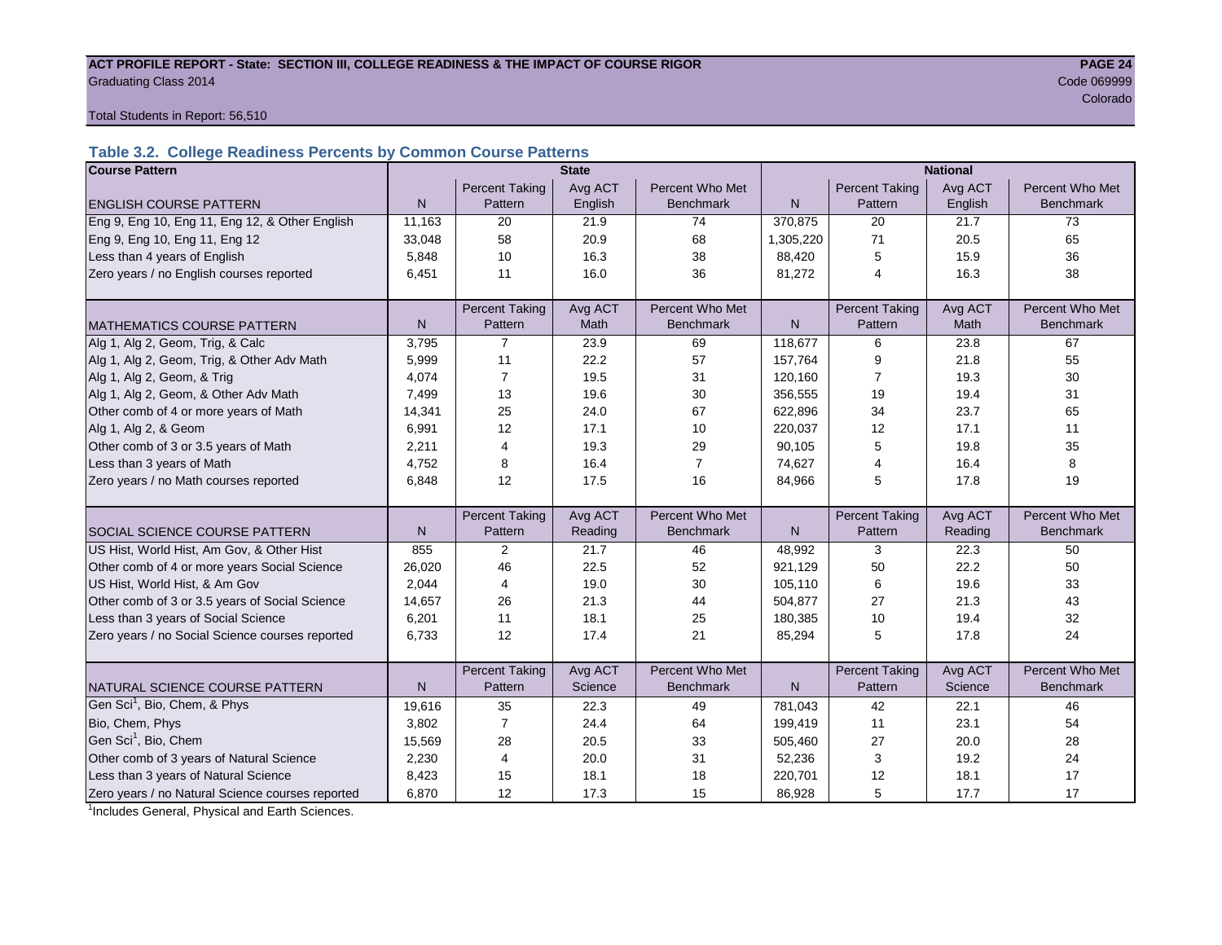ACT PROFILE REPORT - State: SECTION III, COLLEGE READINESS & THE IMPACT OF COURSE RIGOR
Graduating Class 2014
Code 069999
Colorado

Total Students in Report: 56,510

### Table 3.2. College Readiness Percents by Common Course Patterns

| Course Pattern | State | | | | National | | | |
|---|---|---|---|---|---|---|---|---|
| ENGLISH COURSE PATTERN | N | Percent Taking Pattern | Avg ACT English | Percent Who Met Benchmark | N | Percent Taking Pattern | Avg ACT English | Percent Who Met Benchmark |
| Eng 9, Eng 10, Eng 11, Eng 12, & Other English | 11,163 | 20 | 21.9 | 74 | 370,875 | 20 | 21.7 | 73 |
| Eng 9, Eng 10, Eng 11, Eng 12 | 33,048 | 58 | 20.9 | 68 | 1,305,220 | 71 | 20.5 | 65 |
| Less than 4 years of English | 5,848 | 10 | 16.3 | 38 | 88,420 | 5 | 15.9 | 36 |
| Zero years / no English courses reported | 6,451 | 11 | 16.0 | 36 | 81,272 | 4 | 16.3 | 38 |
| MATHEMATICS COURSE PATTERN | N | Percent Taking Pattern | Avg ACT Math | Percent Who Met Benchmark | N | Percent Taking Pattern | Avg ACT Math | Percent Who Met Benchmark |
| Alg 1, Alg 2, Geom, Trig, & Calc | 3,795 | 7 | 23.9 | 69 | 118,677 | 6 | 23.8 | 67 |
| Alg 1, Alg 2, Geom, Trig, & Other Adv Math | 5,999 | 11 | 22.2 | 57 | 157,764 | 9 | 21.8 | 55 |
| Alg 1, Alg 2, Geom, & Trig | 4,074 | 7 | 19.5 | 31 | 120,160 | 7 | 19.3 | 30 |
| Alg 1, Alg 2, Geom, & Other Adv Math | 7,499 | 13 | 19.6 | 30 | 356,555 | 19 | 19.4 | 31 |
| Other comb of 4 or more years of Math | 14,341 | 25 | 24.0 | 67 | 622,896 | 34 | 23.7 | 65 |
| Alg 1, Alg 2, & Geom | 6,991 | 12 | 17.1 | 10 | 220,037 | 12 | 17.1 | 11 |
| Other comb of 3 or 3.5 years of Math | 2,211 | 4 | 19.3 | 29 | 90,105 | 5 | 19.8 | 35 |
| Less than 3 years of Math | 4,752 | 8 | 16.4 | 7 | 74,627 | 4 | 16.4 | 8 |
| Zero years / no Math courses reported | 6,848 | 12 | 17.5 | 16 | 84,966 | 5 | 17.8 | 19 |
| SOCIAL SCIENCE COURSE PATTERN | N | Percent Taking Pattern | Avg ACT Reading | Percent Who Met Benchmark | N | Percent Taking Pattern | Avg ACT Reading | Percent Who Met Benchmark |
| US Hist, World Hist, Am Gov, & Other Hist | 855 | 2 | 21.7 | 46 | 48,992 | 3 | 22.3 | 50 |
| Other comb of 4 or more years Social Science | 26,020 | 46 | 22.5 | 52 | 921,129 | 50 | 22.2 | 50 |
| US Hist, World Hist, & Am Gov | 2,044 | 4 | 19.0 | 30 | 105,110 | 6 | 19.6 | 33 |
| Other comb of 3 or 3.5 years of Social Science | 14,657 | 26 | 21.3 | 44 | 504,877 | 27 | 21.3 | 43 |
| Less than 3 years of Social Science | 6,201 | 11 | 18.1 | 25 | 180,385 | 10 | 19.4 | 32 |
| Zero years / no Social Science courses reported | 6,733 | 12 | 17.4 | 21 | 85,294 | 5 | 17.8 | 24 |
| NATURAL SCIENCE COURSE PATTERN | N | Percent Taking Pattern | Avg ACT Science | Percent Who Met Benchmark | N | Percent Taking Pattern | Avg ACT Science | Percent Who Met Benchmark |
| Gen Sci[1], Bio, Chem, & Phys | 19,616 | 35 | 22.3 | 49 | 781,043 | 42 | 22.1 | 46 |
| Bio, Chem, Phys | 3,802 | 7 | 24.4 | 64 | 199,419 | 11 | 23.1 | 54 |
| Gen Sci[1], Bio, Chem | 15,569 | 28 | 20.5 | 33 | 505,460 | 27 | 20.0 | 28 |
| Other comb of 3 years of Natural Science | 2,230 | 4 | 20.0 | 31 | 52,236 | 3 | 19.2 | 24 |
| Less than 3 years of Natural Science | 8,423 | 15 | 18.1 | 18 | 220,701 | 12 | 18.1 | 17 |
| Zero years / no Natural Science courses reported | 6,870 | 12 | 17.3 | 15 | 86,928 | 5 | 17.7 | 17 |

[1]Includes General, Physical and Earth Sciences.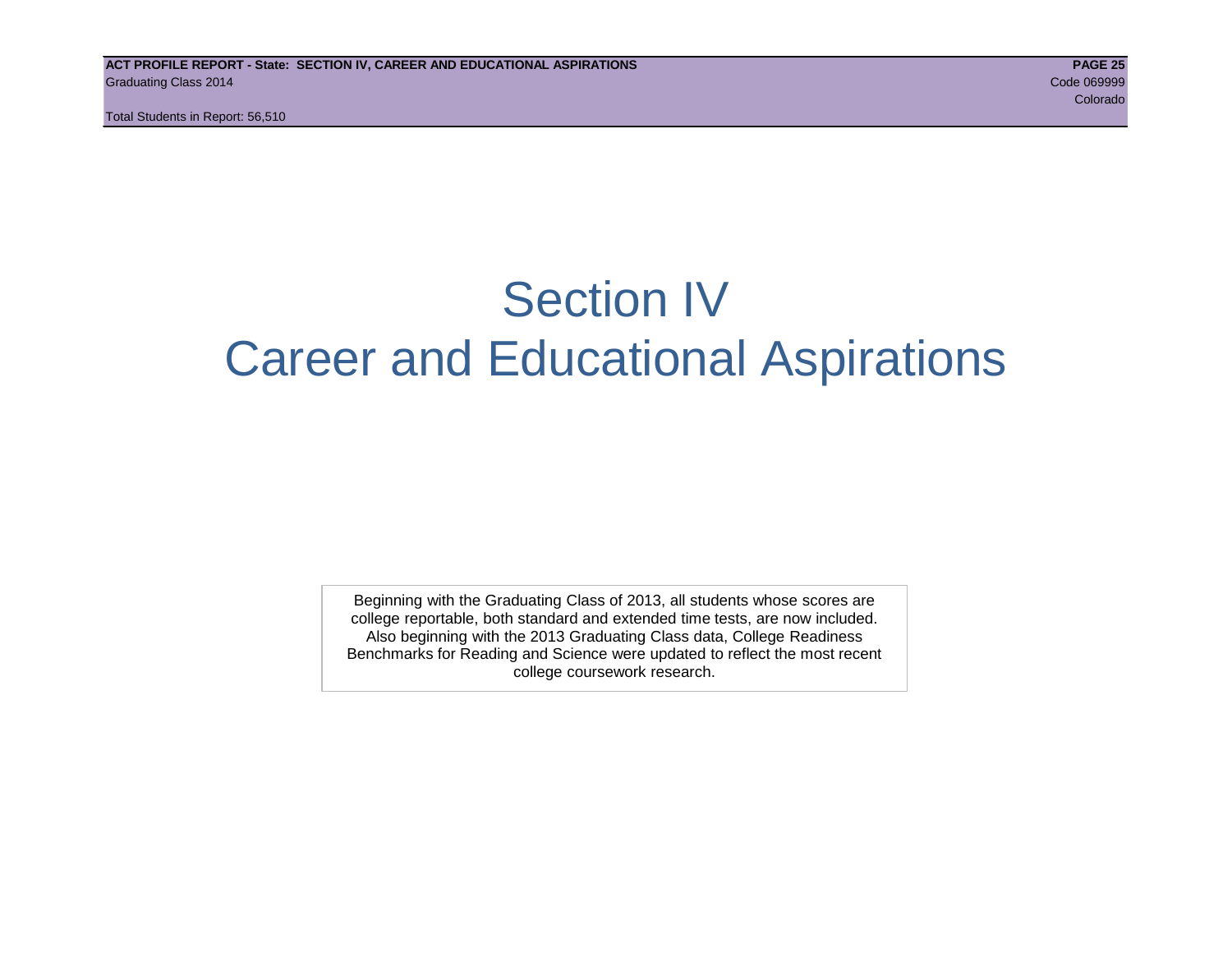# Section IV
# Career and Educational Aspirations

Beginning with the Graduating Class of 2013, all students whose scores are college reportable, both standard and extended time tests, are now included. Also beginning with the 2013 Graduating Class data, College Readiness Benchmarks for Reading and Science were updated to reflect the most recent college coursework research.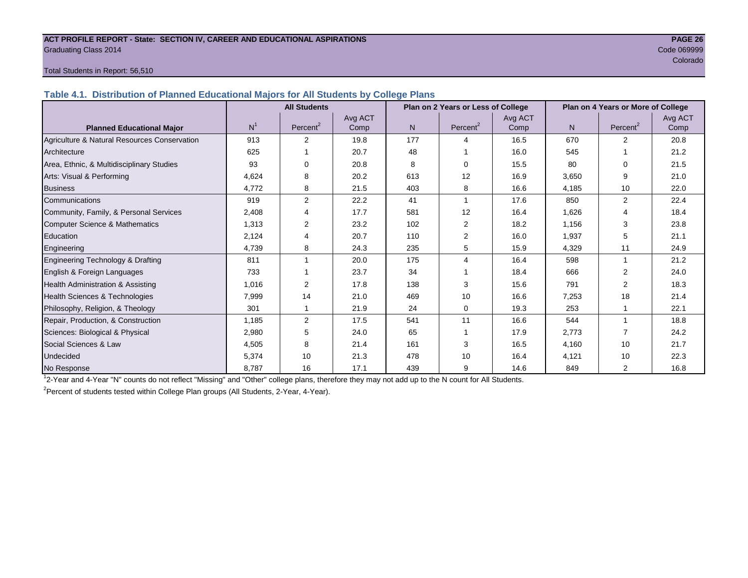ACT PROFILE REPORT - State: SECTION IV, CAREER AND EDUCATIONAL ASPIRATIONS

Graduating Class 2014

Code 069999

Colorado

Total Students in Report: 56,510

### Table 4.1. Distribution of Planned Educational Majors for All Students by College Plans

| Planned Educational Major | All Students | | | Plan on 2 Years or Less of College | | | Plan on 4 Years or More of College | | |
|---|---|---|---|---|---|---|---|---|---|
| | N[1] | Percent[2] | Avg ACT Comp | N | Percent[2] | Avg ACT Comp | N | Percent[2] | Avg ACT Comp |
| Agriculture & Natural Resources Conservation | 913 | 2 | 19.8 | 177 | 4 | 16.5 | 670 | 2 | 20.8 |
| Architecture | 625 | 1 | 20.7 | 48 | 1 | 16.0 | 545 | 1 | 21.2 |
| Area, Ethnic, & Multidisciplinary Studies | 93 | 0 | 20.8 | 8 | 0 | 15.5 | 80 | 0 | 21.5 |
| Arts: Visual & Performing | 4,624 | 8 | 20.2 | 613 | 12 | 16.9 | 3,650 | 9 | 21.0 |
| Business | 4,772 | 8 | 21.5 | 403 | 8 | 16.6 | 4,185 | 10 | 22.0 |
| Communications | 919 | 2 | 22.2 | 41 | 1 | 17.6 | 850 | 2 | 22.4 |
| Community, Family, & Personal Services | 2,408 | 4 | 17.7 | 581 | 12 | 16.4 | 1,626 | 4 | 18.4 |
| Computer Science & Mathematics | 1,313 | 2 | 23.2 | 102 | 2 | 18.2 | 1,156 | 3 | 23.8 |
| Education | 2,124 | 4 | 20.7 | 110 | 2 | 16.0 | 1,937 | 5 | 21.1 |
| Engineering | 4,739 | 8 | 24.3 | 235 | 5 | 15.9 | 4,329 | 11 | 24.9 |
| Engineering Technology & Drafting | 811 | 1 | 20.0 | 175 | 4 | 16.4 | 598 | 1 | 21.2 |
| English & Foreign Languages | 733 | 1 | 23.7 | 34 | 1 | 18.4 | 666 | 2 | 24.0 |
| Health Administration & Assisting | 1,016 | 2 | 17.8 | 138 | 3 | 15.6 | 791 | 2 | 18.3 |
| Health Sciences & Technologies | 7,999 | 14 | 21.0 | 469 | 10 | 16.6 | 7,253 | 18 | 21.4 |
| Philosophy, Religion, & Theology | 301 | 1 | 21.9 | 24 | 0 | 19.3 | 253 | 1 | 22.1 |
| Repair, Production, & Construction | 1,185 | 2 | 17.5 | 541 | 11 | 16.6 | 544 | 1 | 18.8 |
| Sciences: Biological & Physical | 2,980 | 5 | 24.0 | 65 | 1 | 17.9 | 2,773 | 7 | 24.2 |
| Social Sciences & Law | 4,505 | 8 | 21.4 | 161 | 3 | 16.5 | 4,160 | 10 | 21.7 |
| Undecided | 5,374 | 10 | 21.3 | 478 | 10 | 16.4 | 4,121 | 10 | 22.3 |
| No Response | 8,787 | 16 | 17.1 | 439 | 9 | 14.6 | 849 | 2 | 16.8 |

[1] 2-Year and 4-Year "N" counts do not reflect "Missing" and "Other" college plans, therefore they may not add up to the N count for All Students.

[2] Percent of students tested within College Plan groups (All Students, 2-Year, 4-Year).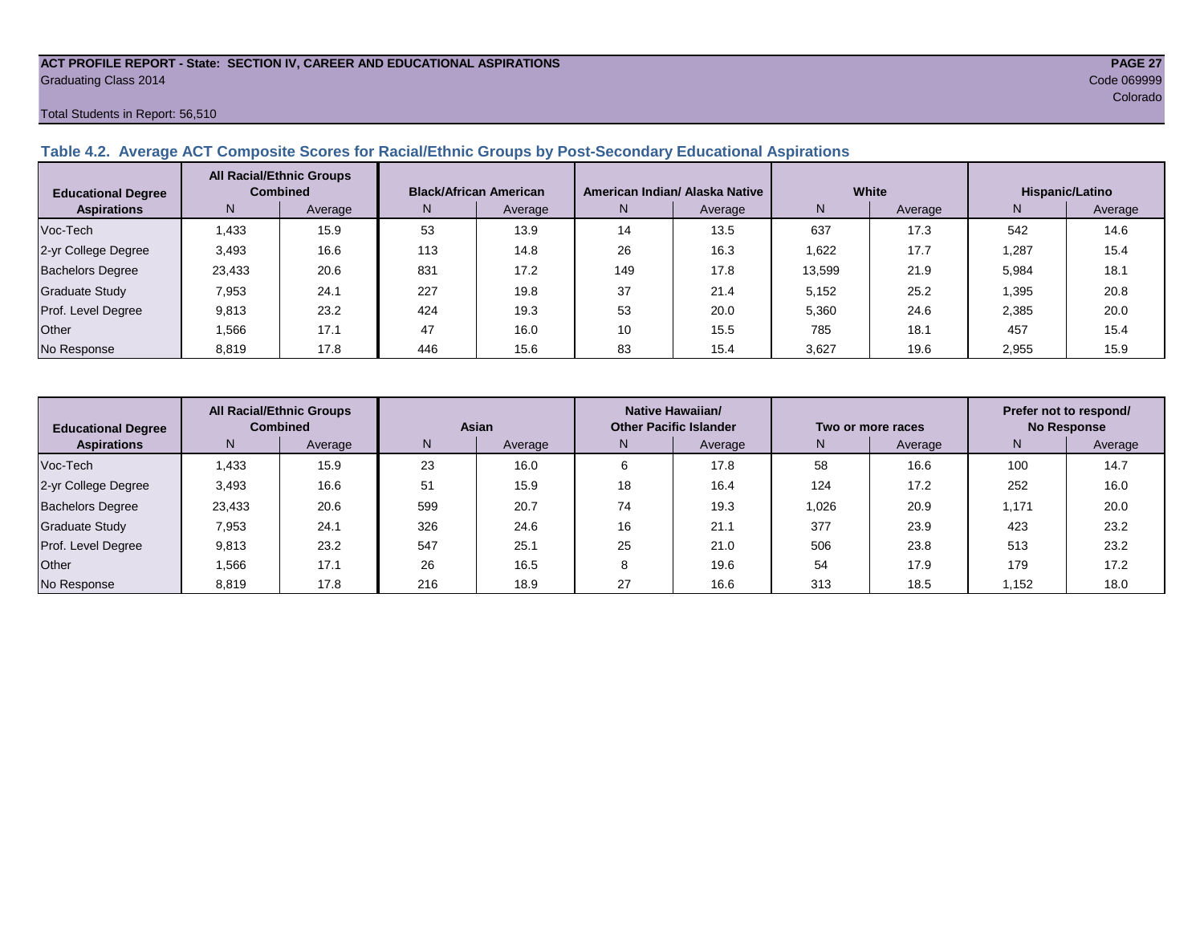ACT PROFILE REPORT - State: SECTION IV, CAREER AND EDUCATIONAL ASPIRATIONS
Graduating Class 2014

Code 069999
Colorado

Total Students in Report: 56,510

## Table 4.2. Average ACT Composite Scores for Racial/Ethnic Groups by Post-Secondary Educational Aspirations

| Educational Degree Aspirations | All Racial/Ethnic Groups Combined | | Black/African American | | American Indian/ Alaska Native | | White | | Hispanic/Latino | |
|---|---|---|---|---|---|---|---|---|---|---|
| | N | Average | N | Average | N | Average | N | Average | N | Average |
| Voc-Tech | 1,433 | 15.9 | 53 | 13.9 | 14 | 13.5 | 637 | 17.3 | 542 | 14.6 |
| 2-yr College Degree | 3,493 | 16.6 | 113 | 14.8 | 26 | 16.3 | 1,622 | 17.7 | 1,287 | 15.4 |
| Bachelors Degree | 23,433 | 20.6 | 831 | 17.2 | 149 | 17.8 | 13,599 | 21.9 | 5,984 | 18.1 |
| Graduate Study | 7,953 | 24.1 | 227 | 19.8 | 37 | 21.4 | 5,152 | 25.2 | 1,395 | 20.8 |
| Prof. Level Degree | 9,813 | 23.2 | 424 | 19.3 | 53 | 20.0 | 5,360 | 24.6 | 2,385 | 20.0 |
| Other | 1,566 | 17.1 | 47 | 16.0 | 10 | 15.5 | 785 | 18.1 | 457 | 15.4 |
| No Response | 8,819 | 17.8 | 446 | 15.6 | 83 | 15.4 | 3,627 | 19.6 | 2,955 | 15.9 |

| Educational Degree Aspirations | All Racial/Ethnic Groups Combined | | Asian | | Native Hawaiian/ Other Pacific Islander | | Two or more races | | Prefer not to respond/ No Response | |
|---|---|---|---|---|---|---|---|---|---|---|
| | N | Average | N | Average | N | Average | N | Average | N | Average |
| Voc-Tech | 1,433 | 15.9 | 23 | 16.0 | 6 | 17.8 | 58 | 16.6 | 100 | 14.7 |
| 2-yr College Degree | 3,493 | 16.6 | 51 | 15.9 | 18 | 16.4 | 124 | 17.2 | 252 | 16.0 |
| Bachelors Degree | 23,433 | 20.6 | 599 | 20.7 | 74 | 19.3 | 1,026 | 20.9 | 1,171 | 20.0 |
| Graduate Study | 7,953 | 24.1 | 326 | 24.6 | 16 | 21.1 | 377 | 23.9 | 423 | 23.2 |
| Prof. Level Degree | 9,813 | 23.2 | 547 | 25.1 | 25 | 21.0 | 506 | 23.8 | 513 | 23.2 |
| Other | 1,566 | 17.1 | 26 | 16.5 | 8 | 19.6 | 54 | 17.9 | 179 | 17.2 |
| No Response | 8,819 | 17.8 | 216 | 18.9 | 27 | 16.6 | 313 | 18.5 | 1,152 | 18.0 |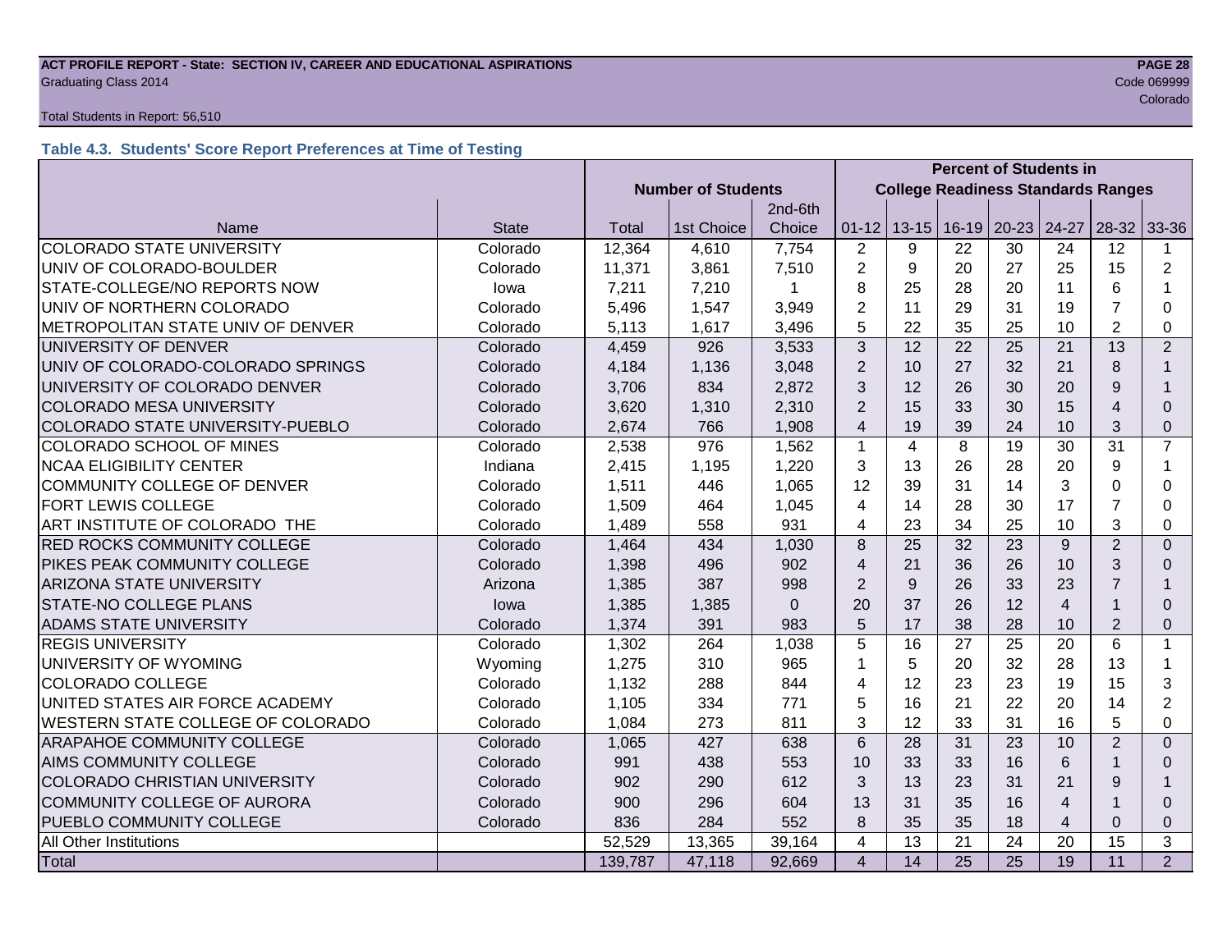Total Students in Report: 56,510

### Table 4.3. Students' Score Report Preferences at Time of Testing

| | | Number of Students | | | Percent of Students in College Readiness Standards Ranges | | | | | | |
|---|---|---|---|---|---|---|---|---|---|---|---|
| Name | State | Total | 1st Choice | 2nd-6th Choice | 01-12 | 13-15 | 16-19 | 20-23 | 24-27 | 28-32 | 33-36 |
| COLORADO STATE UNIVERSITY | Colorado | 12,364 | 4,610 | 7,754 | 2 | 9 | 22 | 30 | 24 | 12 | 1 |
| UNIV OF COLORADO-BOULDER | Colorado | 11,371 | 3,861 | 7,510 | 2 | 9 | 20 | 27 | 25 | 15 | 2 |
| STATE-COLLEGE/NO REPORTS NOW | Iowa | 7,211 | 7,210 | 1 | 8 | 25 | 28 | 20 | 11 | 6 | 1 |
| UNIV OF NORTHERN COLORADO | Colorado | 5,496 | 1,547 | 3,949 | 2 | 11 | 29 | 31 | 19 | 7 | 0 |
| METROPOLITAN STATE UNIV OF DENVER | Colorado | 5,113 | 1,617 | 3,496 | 5 | 22 | 35 | 25 | 10 | 2 | 0 |
| UNIVERSITY OF DENVER | Colorado | 4,459 | 926 | 3,533 | 3 | 12 | 22 | 25 | 21 | 13 | 2 |
| UNIV OF COLORADO-COLORADO SPRINGS | Colorado | 4,184 | 1,136 | 3,048 | 2 | 10 | 27 | 32 | 21 | 8 | 1 |
| UNIVERSITY OF COLORADO DENVER | Colorado | 3,706 | 834 | 2,872 | 3 | 12 | 26 | 30 | 20 | 9 | 1 |
| COLORADO MESA UNIVERSITY | Colorado | 3,620 | 1,310 | 2,310 | 2 | 15 | 33 | 30 | 15 | 4 | 0 |
| COLORADO STATE UNIVERSITY-PUEBLO | Colorado | 2,674 | 766 | 1,908 | 4 | 19 | 39 | 24 | 10 | 3 | 0 |
| COLORADO SCHOOL OF MINES | Colorado | 2,538 | 976 | 1,562 | 1 | 4 | 8 | 19 | 30 | 31 | 7 |
| NCAA ELIGIBILITY CENTER | Indiana | 2,415 | 1,195 | 1,220 | 3 | 13 | 26 | 28 | 20 | 9 | 1 |
| COMMUNITY COLLEGE OF DENVER | Colorado | 1,511 | 446 | 1,065 | 12 | 39 | 31 | 14 | 3 | 0 | 0 |
| FORT LEWIS COLLEGE | Colorado | 1,509 | 464 | 1,045 | 4 | 14 | 28 | 30 | 17 | 7 | 0 |
| ART INSTITUTE OF COLORADO THE | Colorado | 1,489 | 558 | 931 | 4 | 23 | 34 | 25 | 10 | 3 | 0 |
| RED ROCKS COMMUNITY COLLEGE | Colorado | 1,464 | 434 | 1,030 | 8 | 25 | 32 | 23 | 9 | 2 | 0 |
| PIKES PEAK COMMUNITY COLLEGE | Colorado | 1,398 | 496 | 902 | 4 | 21 | 36 | 26 | 10 | 3 | 0 |
| ARIZONA STATE UNIVERSITY | Arizona | 1,385 | 387 | 998 | 2 | 9 | 26 | 33 | 23 | 7 | 1 |
| STATE-NO COLLEGE PLANS | Iowa | 1,385 | 1,385 | 0 | 20 | 37 | 26 | 12 | 4 | 1 | 0 |
| ADAMS STATE UNIVERSITY | Colorado | 1,374 | 391 | 983 | 5 | 17 | 38 | 28 | 10 | 2 | 0 |
| REGIS UNIVERSITY | Colorado | 1,302 | 264 | 1,038 | 5 | 16 | 27 | 25 | 20 | 6 | 1 |
| UNIVERSITY OF WYOMING | Wyoming | 1,275 | 310 | 965 | 1 | 5 | 20 | 32 | 28 | 13 | 1 |
| COLORADO COLLEGE | Colorado | 1,132 | 288 | 844 | 4 | 12 | 23 | 23 | 19 | 15 | 3 |
| UNITED STATES AIR FORCE ACADEMY | Colorado | 1,105 | 334 | 771 | 5 | 16 | 21 | 22 | 20 | 14 | 2 |
| WESTERN STATE COLLEGE OF COLORADO | Colorado | 1,084 | 273 | 811 | 3 | 12 | 33 | 31 | 16 | 5 | 0 |
| ARAPAHOE COMMUNITY COLLEGE | Colorado | 1,065 | 427 | 638 | 6 | 28 | 31 | 23 | 10 | 2 | 0 |
| AIMS COMMUNITY COLLEGE | Colorado | 991 | 438 | 553 | 10 | 33 | 33 | 16 | 6 | 1 | 0 |
| COLORADO CHRISTIAN UNIVERSITY | Colorado | 902 | 290 | 612 | 3 | 13 | 23 | 31 | 21 | 9 | 1 |
| COMMUNITY COLLEGE OF AURORA | Colorado | 900 | 296 | 604 | 13 | 31 | 35 | 16 | 4 | 1 | 0 |
| PUEBLO COMMUNITY COLLEGE | Colorado | 836 | 284 | 552 | 8 | 35 | 35 | 18 | 4 | 0 | 0 |
| All Other Institutions | | 52,529 | 13,365 | 39,164 | 4 | 13 | 21 | 24 | 20 | 15 | 3 |
| Total | | 139,787 | 47,118 | 92,669 | 4 | 14 | 25 | 25 | 19 | 11 | 2 |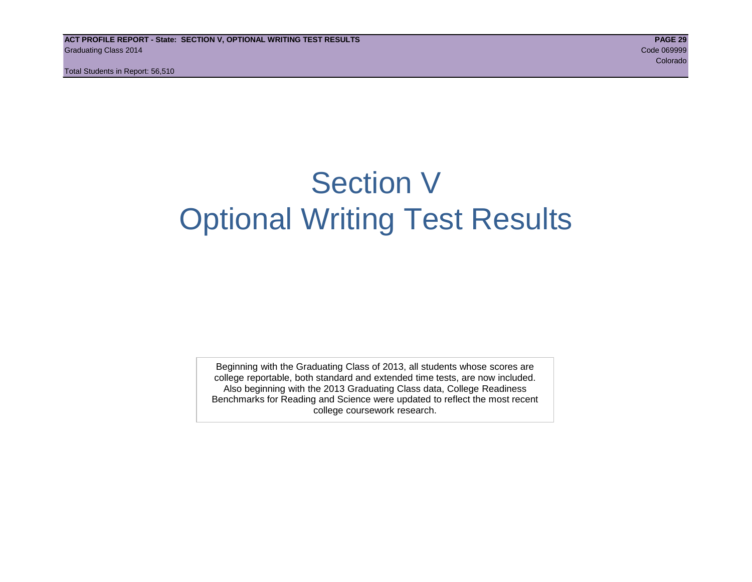# Section V
# Optional Writing Test Results

Beginning with the Graduating Class of 2013, all students whose scores are college reportable, both standard and extended time tests, are now included. Also beginning with the 2013 Graduating Class data, College Readiness Benchmarks for Reading and Science were updated to reflect the most recent college coursework research.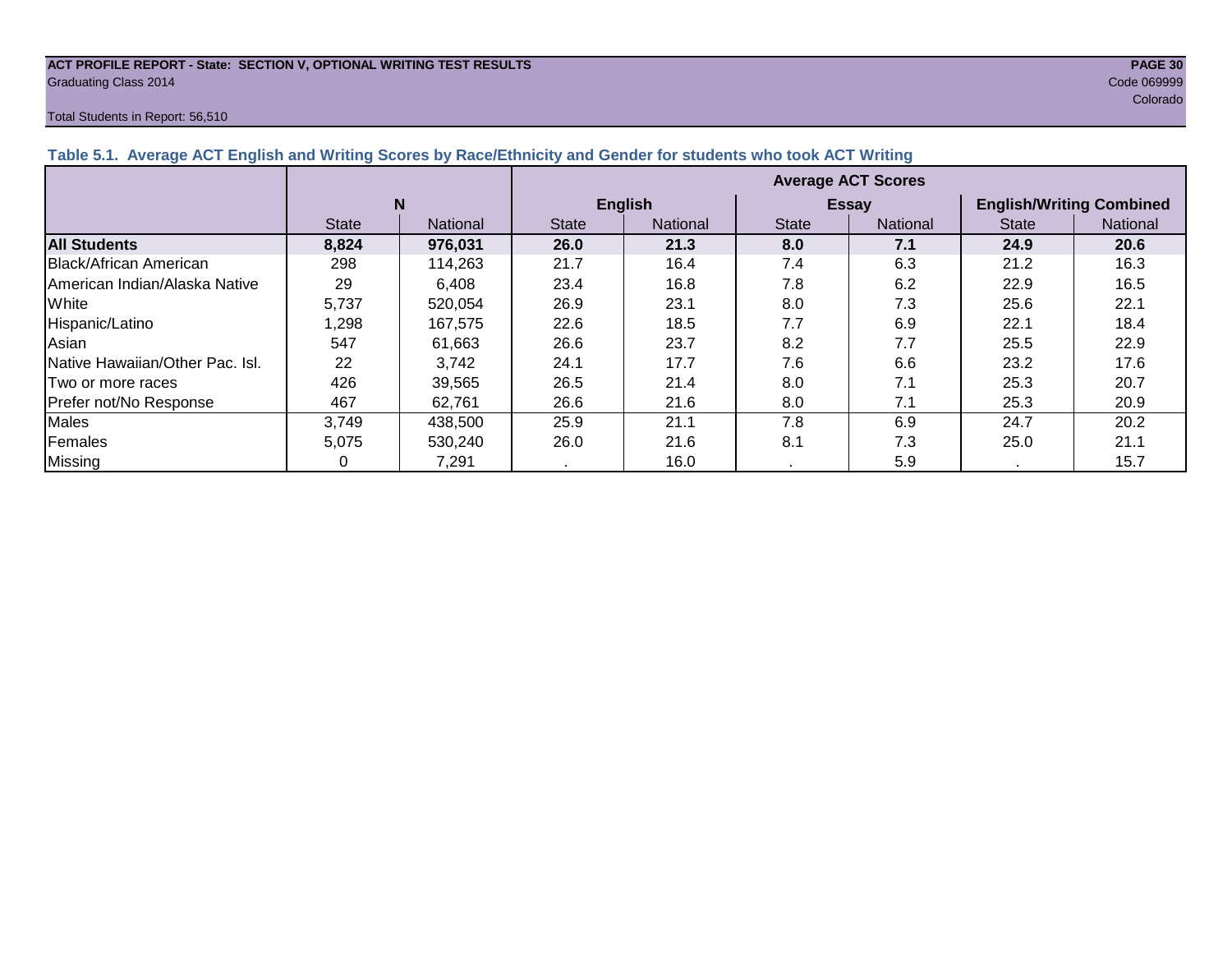**ACT PROFILE REPORT - State: SECTION V, OPTIONAL WRITING TEST RESULTS**
Graduating Class 2014

Code 069999
Colorado

Total Students in Report: 56,510

### Table 5.1. Average ACT English and Writing Scores by Race/Ethnicity and Gender for students who took ACT Writing

| | N | | Average ACT Scores | | | | | |
|---|---|---|---|---|---|---|---|---|
| | | | English | | Essay | | English/Writing Combined | |
| | State | National | State | National | State | National | State | National |
| **All Students** | **8,824** | **976,031** | **26.0** | **21.3** | **8.0** | **7.1** | **24.9** | **20.6** |
| Black/African American | 298 | 114,263 | 21.7 | 16.4 | 7.4 | 6.3 | 21.2 | 16.3 |
| American Indian/Alaska Native | 29 | 6,408 | 23.4 | 16.8 | 7.8 | 6.2 | 22.9 | 16.5 |
| White | 5,737 | 520,054 | 26.9 | 23.1 | 8.0 | 7.3 | 25.6 | 22.1 |
| Hispanic/Latino | 1,298 | 167,575 | 22.6 | 18.5 | 7.7 | 6.9 | 22.1 | 18.4 |
| Asian | 547 | 61,663 | 26.6 | 23.7 | 8.2 | 7.7 | 25.5 | 22.9 |
| Native Hawaiian/Other Pac. Isl. | 22 | 3,742 | 24.1 | 17.7 | 7.6 | 6.6 | 23.2 | 17.6 |
| Two or more races | 426 | 39,565 | 26.5 | 21.4 | 8.0 | 7.1 | 25.3 | 20.7 |
| Prefer not/No Response | 467 | 62,761 | 26.6 | 21.6 | 8.0 | 7.1 | 25.3 | 20.9 |
| Males | 3,749 | 438,500 | 25.9 | 21.1 | 7.8 | 6.9 | 24.7 | 20.2 |
| Females | 5,075 | 530,240 | 26.0 | 21.6 | 8.1 | 7.3 | 25.0 | 21.1 |
| Missing | 0 | 7,291 | . | 16.0 | . | 5.9 | . | 15.7 |